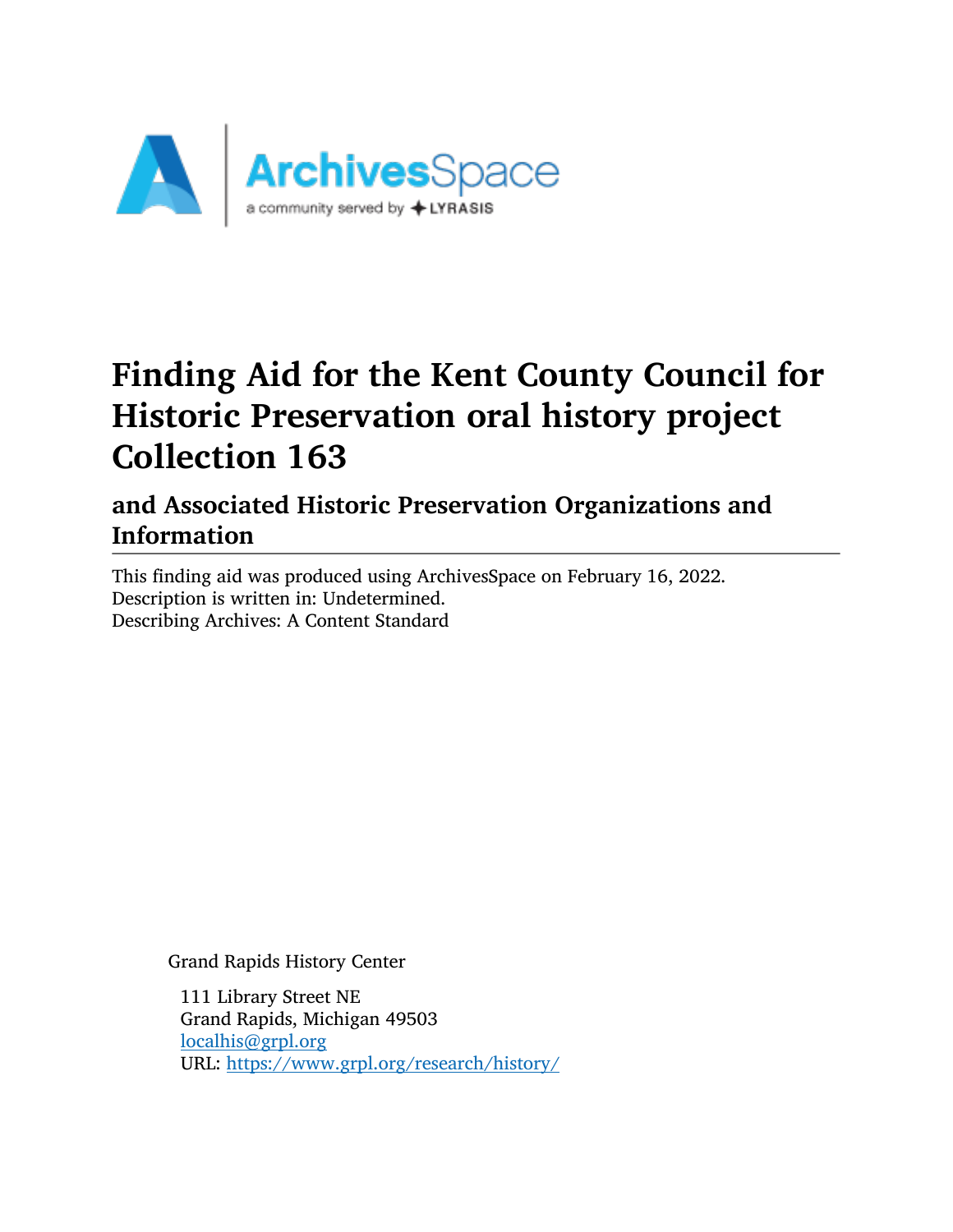# Finding Aid for the Kent County Council for Historic Preservation oral history project Collection 163

## and Associated Historic Preservation Organizations and Information

This finding aid was produced using ArchivesSpace on February 16, 2022.
Description is written in: Undetermined.
Describing Archives: A Content Standard

Grand Rapids History Center

111 Library Street NE
Grand Rapids, Michigan 49503
localhis@grpl.org
URL: https://www.grpl.org/research/history/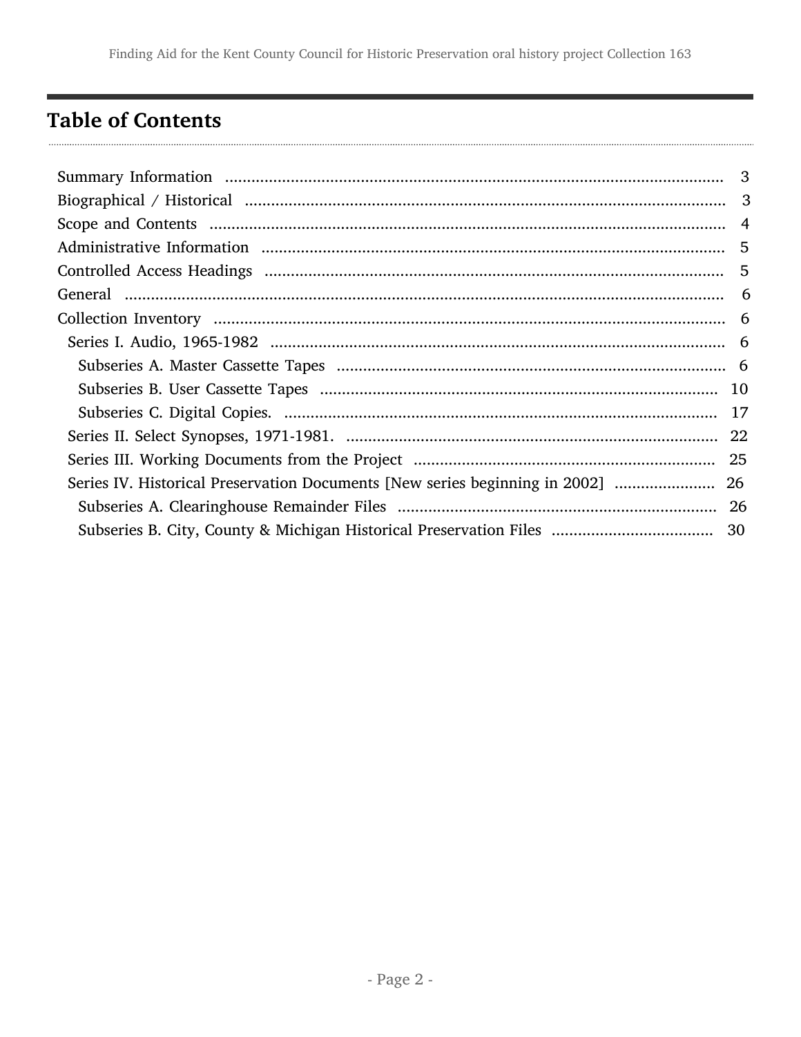## Table of Contents

- Summary Information ... 3
- Biographical / Historical ... 3
- Scope and Contents ... 4
- Administrative Information ... 5
- Controlled Access Headings ... 5
- General ... 6
- Collection Inventory ... 6
  - Series I. Audio, 1965-1982 ... 6
    - Subseries A. Master Cassette Tapes ... 6
    - Subseries B. User Cassette Tapes ... 10
    - Subseries C. Digital Copies. ... 17
  - Series II. Select Synopses, 1971-1981. ... 22
  - Series III. Working Documents from the Project ... 25
  - Series IV. Historical Preservation Documents [New series beginning in 2002] ... 26
    - Subseries A. Clearinghouse Remainder Files ... 26
    - Subseries B. City, County & Michigan Historical Preservation Files ... 30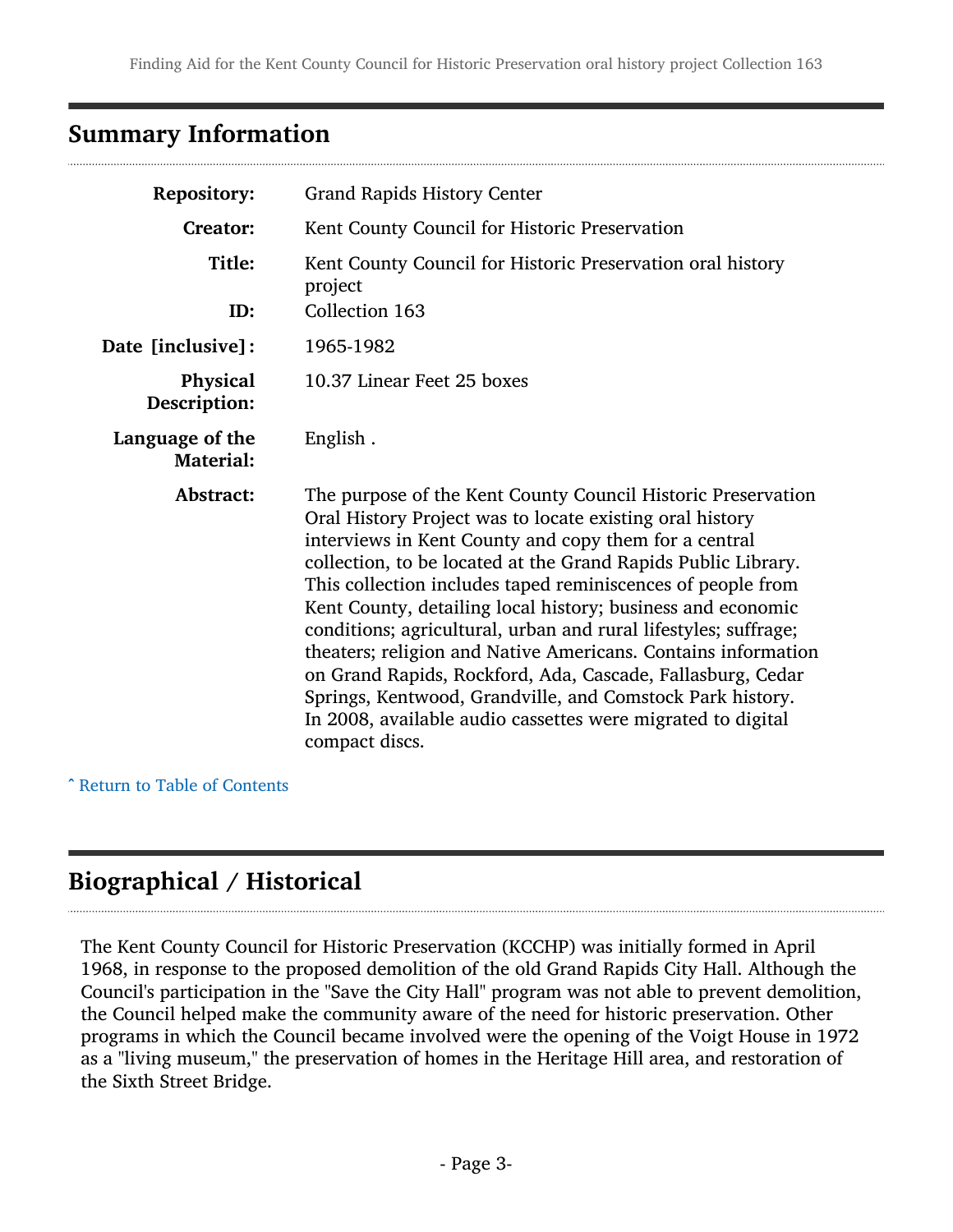## Summary Information

| | |
|---|---|
| **Repository:** | Grand Rapids History Center |
| **Creator:** | Kent County Council for Historic Preservation |
| **Title:** | Kent County Council for Historic Preservation oral history project |
| **ID:** | Collection 163 |
| **Date [inclusive]:** | 1965-1982 |
| **Physical Description:** | 10.37 Linear Feet 25 boxes |
| **Language of the Material:** | English . |
| **Abstract:** | The purpose of the Kent County Council Historic Preservation Oral History Project was to locate existing oral history interviews in Kent County and copy them for a central collection, to be located at the Grand Rapids Public Library. This collection includes taped reminiscences of people from Kent County, detailing local history; business and economic conditions; agricultural, urban and rural lifestyles; suffrage; theaters; religion and Native Americans. Contains information on Grand Rapids, Rockford, Ada, Cascade, Fallasburg, Cedar Springs, Kentwood, Grandville, and Comstock Park history. In 2008, available audio cassettes were migrated to digital compact discs. |

ˆ Return to Table of Contents

## Biographical / Historical

The Kent County Council for Historic Preservation (KCCHP) was initially formed in April 1968, in response to the proposed demolition of the old Grand Rapids City Hall. Although the Council's participation in the "Save the City Hall" program was not able to prevent demolition, the Council helped make the community aware of the need for historic preservation. Other programs in which the Council became involved were the opening of the Voigt House in 1972 as a "living museum," the preservation of homes in the Heritage Hill area, and restoration of the Sixth Street Bridge.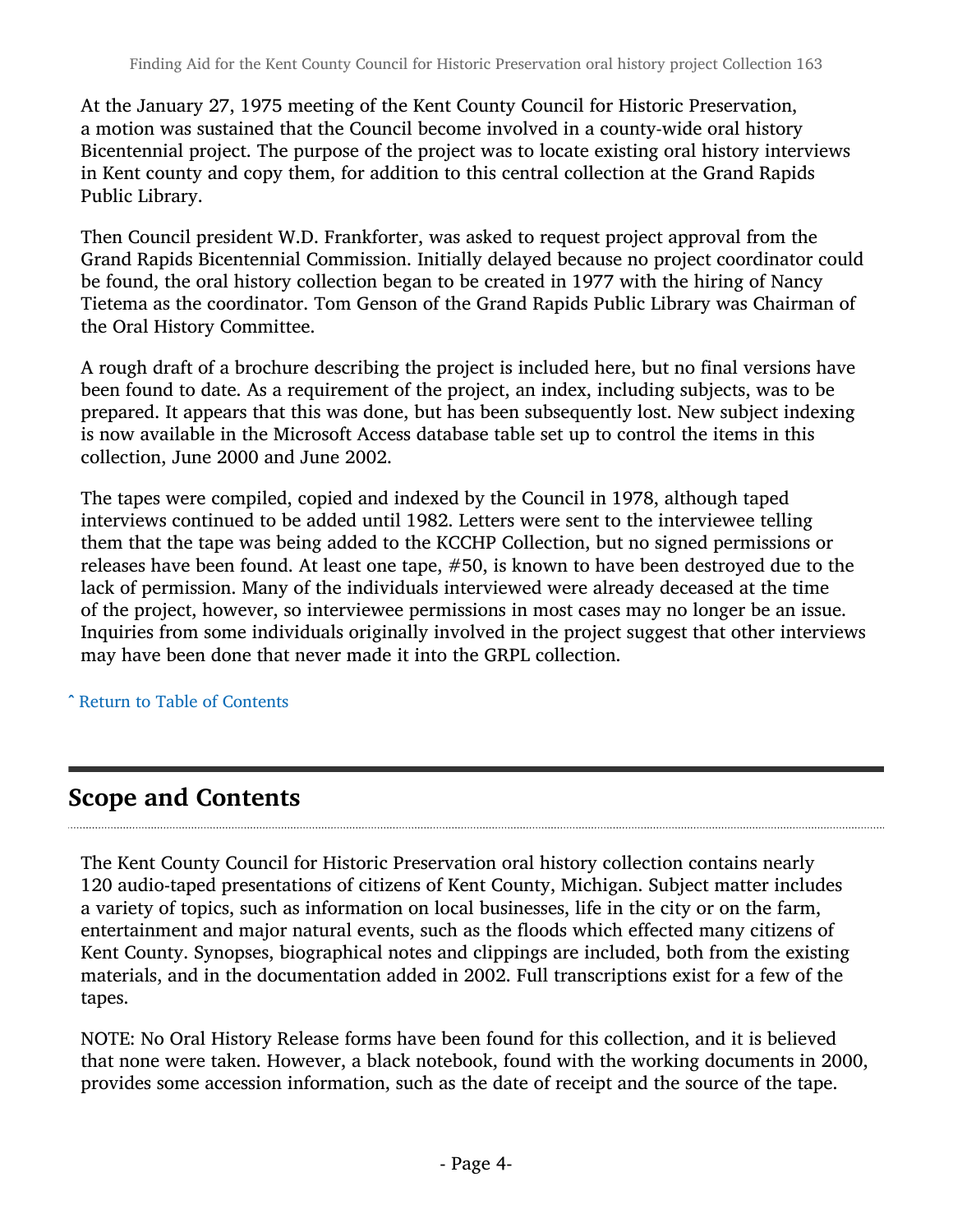At the January 27, 1975 meeting of the Kent County Council for Historic Preservation, a motion was sustained that the Council become involved in a county-wide oral history Bicentennial project. The purpose of the project was to locate existing oral history interviews in Kent county and copy them, for addition to this central collection at the Grand Rapids Public Library.

Then Council president W.D. Frankforter, was asked to request project approval from the Grand Rapids Bicentennial Commission. Initially delayed because no project coordinator could be found, the oral history collection began to be created in 1977 with the hiring of Nancy Tietema as the coordinator. Tom Genson of the Grand Rapids Public Library was Chairman of the Oral History Committee.

A rough draft of a brochure describing the project is included here, but no final versions have been found to date. As a requirement of the project, an index, including subjects, was to be prepared. It appears that this was done, but has been subsequently lost. New subject indexing is now available in the Microsoft Access database table set up to control the items in this collection, June 2000 and June 2002.

The tapes were compiled, copied and indexed by the Council in 1978, although taped interviews continued to be added until 1982. Letters were sent to the interviewee telling them that the tape was being added to the KCCHP Collection, but no signed permissions or releases have been found. At least one tape, #50, is known to have been destroyed due to the lack of permission. Many of the individuals interviewed were already deceased at the time of the project, however, so interviewee permissions in most cases may no longer be an issue. Inquiries from some individuals originally involved in the project suggest that other interviews may have been done that never made it into the GRPL collection.

ˆ Return to Table of Contents

## Scope and Contents

The Kent County Council for Historic Preservation oral history collection contains nearly 120 audio-taped presentations of citizens of Kent County, Michigan. Subject matter includes a variety of topics, such as information on local businesses, life in the city or on the farm, entertainment and major natural events, such as the floods which effected many citizens of Kent County. Synopses, biographical notes and clippings are included, both from the existing materials, and in the documentation added in 2002. Full transcriptions exist for a few of the tapes.

NOTE: No Oral History Release forms have been found for this collection, and it is believed that none were taken. However, a black notebook, found with the working documents in 2000, provides some accession information, such as the date of receipt and the source of the tape.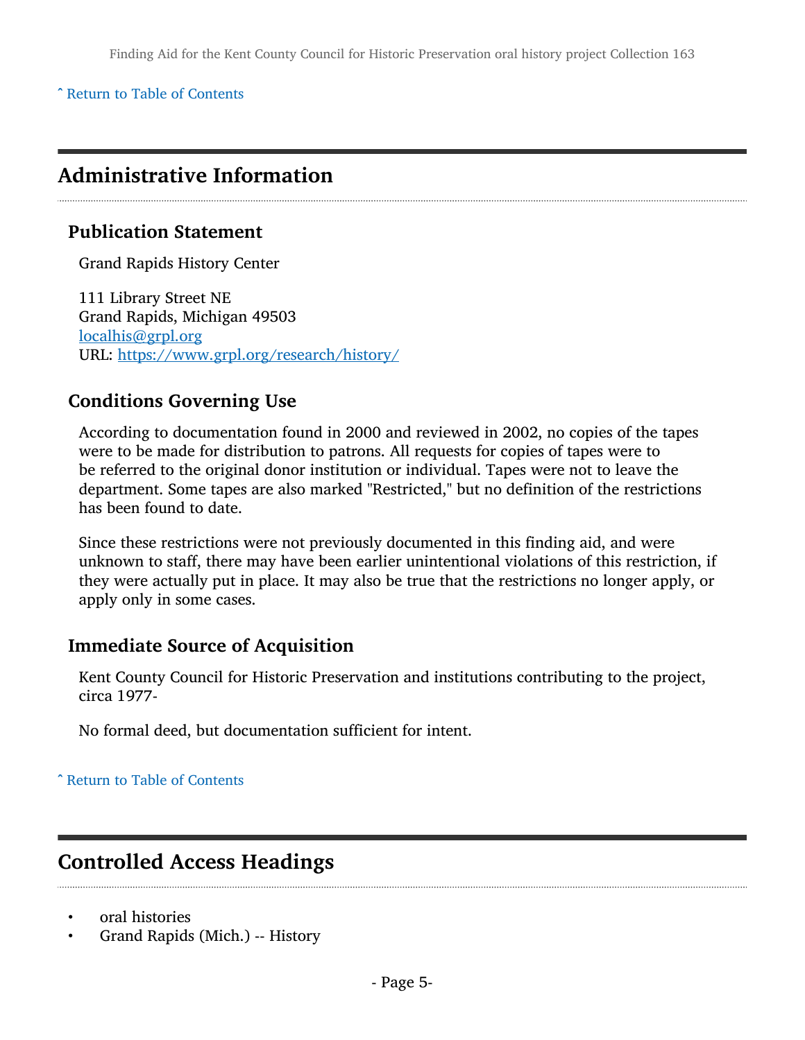ˆ Return to Table of Contents

## Administrative Information

### Publication Statement

Grand Rapids History Center

111 Library Street NE
Grand Rapids, Michigan 49503
localhis@grpl.org
URL: https://www.grpl.org/research/history/

### Conditions Governing Use

According to documentation found in 2000 and reviewed in 2002, no copies of the tapes were to be made for distribution to patrons. All requests for copies of tapes were to be referred to the original donor institution or individual. Tapes were not to leave the department. Some tapes are also marked "Restricted," but no definition of the restrictions has been found to date.

Since these restrictions were not previously documented in this finding aid, and were unknown to staff, there may have been earlier unintentional violations of this restriction, if they were actually put in place. It may also be true that the restrictions no longer apply, or apply only in some cases.

### Immediate Source of Acquisition

Kent County Council for Historic Preservation and institutions contributing to the project, circa 1977-

No formal deed, but documentation sufficient for intent.

ˆ Return to Table of Contents

## Controlled Access Headings

- oral histories
- Grand Rapids (Mich.) -- History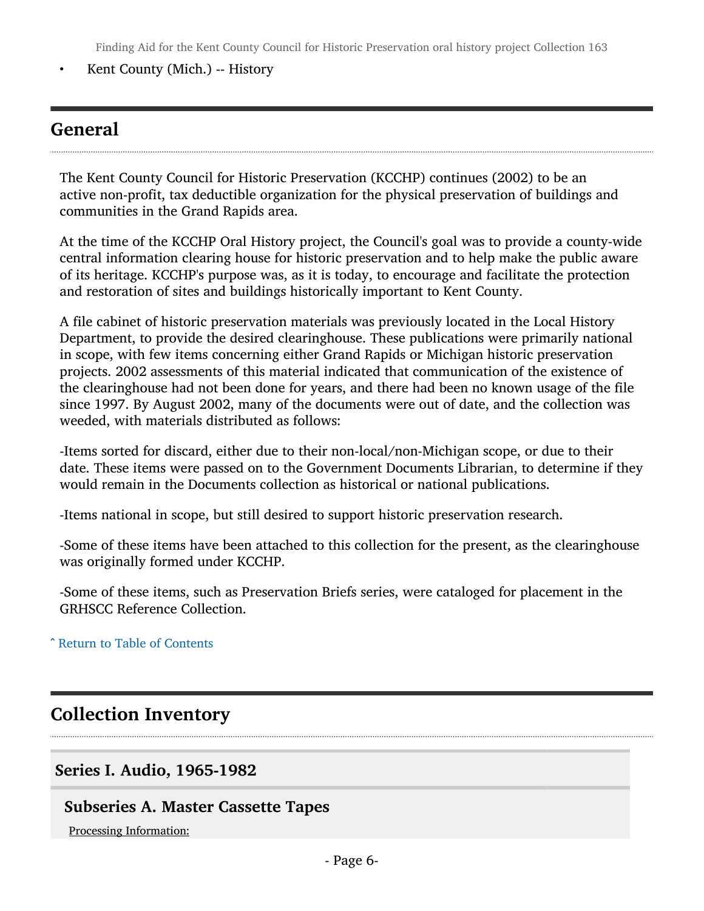- Kent County (Mich.) -- History

## General

The Kent County Council for Historic Preservation (KCCHP) continues (2002) to be an active non-profit, tax deductible organization for the physical preservation of buildings and communities in the Grand Rapids area.

At the time of the KCCHP Oral History project, the Council's goal was to provide a county-wide central information clearing house for historic preservation and to help make the public aware of its heritage. KCCHP's purpose was, as it is today, to encourage and facilitate the protection and restoration of sites and buildings historically important to Kent County.

A file cabinet of historic preservation materials was previously located in the Local History Department, to provide the desired clearinghouse. These publications were primarily national in scope, with few items concerning either Grand Rapids or Michigan historic preservation projects. 2002 assessments of this material indicated that communication of the existence of the clearinghouse had not been done for years, and there had been no known usage of the file since 1997. By August 2002, many of the documents were out of date, and the collection was weeded, with materials distributed as follows:

-Items sorted for discard, either due to their non-local/non-Michigan scope, or due to their date. These items were passed on to the Government Documents Librarian, to determine if they would remain in the Documents collection as historical or national publications.

-Items national in scope, but still desired to support historic preservation research.

-Some of these items have been attached to this collection for the present, as the clearinghouse was originally formed under KCCHP.

-Some of these items, such as Preservation Briefs series, were cataloged for placement in the GRHSCC Reference Collection.

ˆ Return to Table of Contents

## Collection Inventory

### Series I. Audio, 1965-1982

#### Subseries A. Master Cassette Tapes

Processing Information: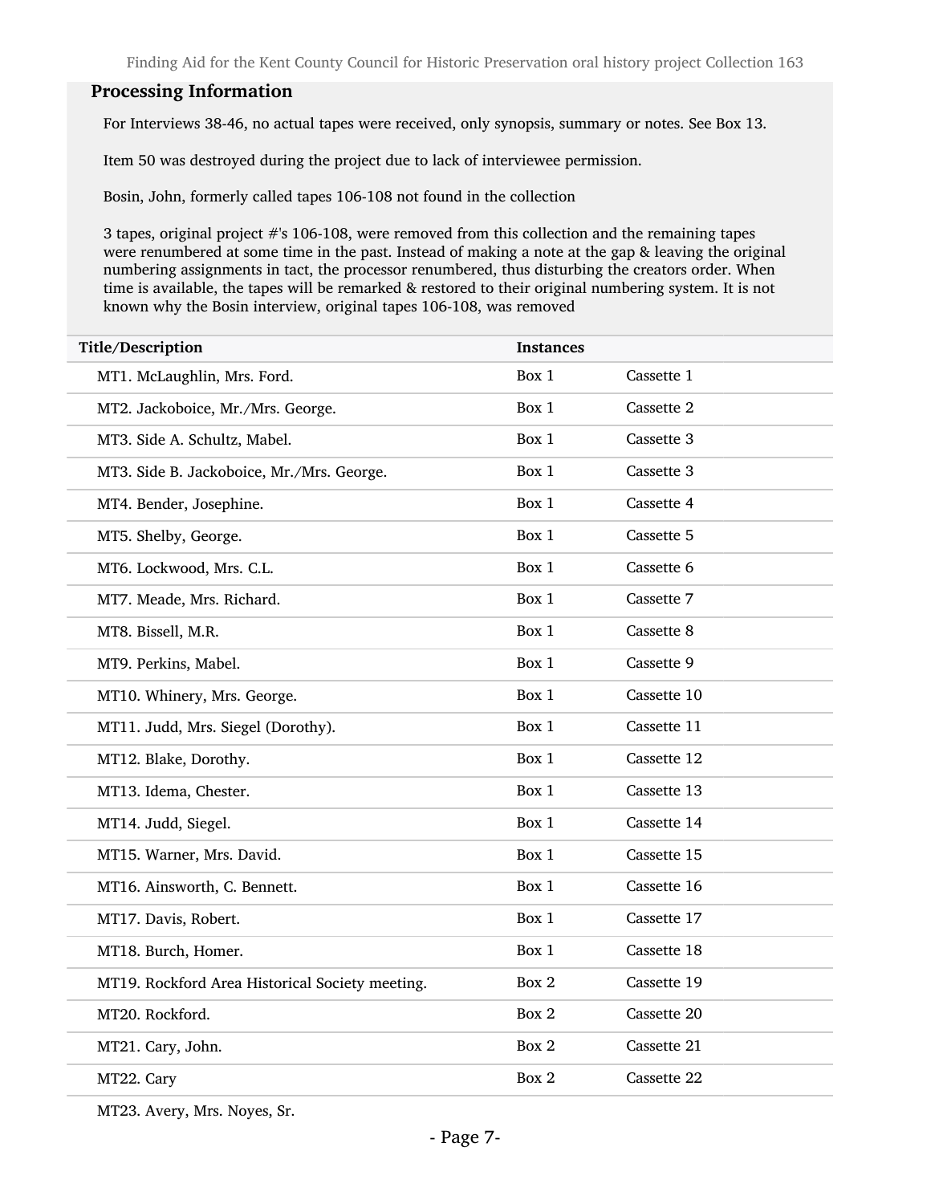## Processing Information

For Interviews 38-46, no actual tapes were received, only synopsis, summary or notes. See Box 13.

Item 50 was destroyed during the project due to lack of interviewee permission.

Bosin, John, formerly called tapes 106-108 not found in the collection

3 tapes, original project #'s 106-108, were removed from this collection and the remaining tapes were renumbered at some time in the past. Instead of making a note at the gap & leaving the original numbering assignments in tact, the processor renumbered, thus disturbing the creators order. When time is available, the tapes will be remarked & restored to their original numbering system. It is not known why the Bosin interview, original tapes 106-108, was removed

| Title/Description | Instances | |
|---|---|---|
| MT1. McLaughlin, Mrs. Ford. | Box 1 | Cassette 1 |
| MT2. Jackoboice, Mr./Mrs. George. | Box 1 | Cassette 2 |
| MT3. Side A. Schultz, Mabel. | Box 1 | Cassette 3 |
| MT3. Side B. Jackoboice, Mr./Mrs. George. | Box 1 | Cassette 3 |
| MT4. Bender, Josephine. | Box 1 | Cassette 4 |
| MT5. Shelby, George. | Box 1 | Cassette 5 |
| MT6. Lockwood, Mrs. C.L. | Box 1 | Cassette 6 |
| MT7. Meade, Mrs. Richard. | Box 1 | Cassette 7 |
| MT8. Bissell, M.R. | Box 1 | Cassette 8 |
| MT9. Perkins, Mabel. | Box 1 | Cassette 9 |
| MT10. Whinery, Mrs. George. | Box 1 | Cassette 10 |
| MT11. Judd, Mrs. Siegel (Dorothy). | Box 1 | Cassette 11 |
| MT12. Blake, Dorothy. | Box 1 | Cassette 12 |
| MT13. Idema, Chester. | Box 1 | Cassette 13 |
| MT14. Judd, Siegel. | Box 1 | Cassette 14 |
| MT15. Warner, Mrs. David. | Box 1 | Cassette 15 |
| MT16. Ainsworth, C. Bennett. | Box 1 | Cassette 16 |
| MT17. Davis, Robert. | Box 1 | Cassette 17 |
| MT18. Burch, Homer. | Box 1 | Cassette 18 |
| MT19. Rockford Area Historical Society meeting. | Box 2 | Cassette 19 |
| MT20. Rockford. | Box 2 | Cassette 20 |
| MT21. Cary, John. | Box 2 | Cassette 21 |
| MT22. Cary | Box 2 | Cassette 22 |
| MT23. Avery, Mrs. Noyes, Sr. | | |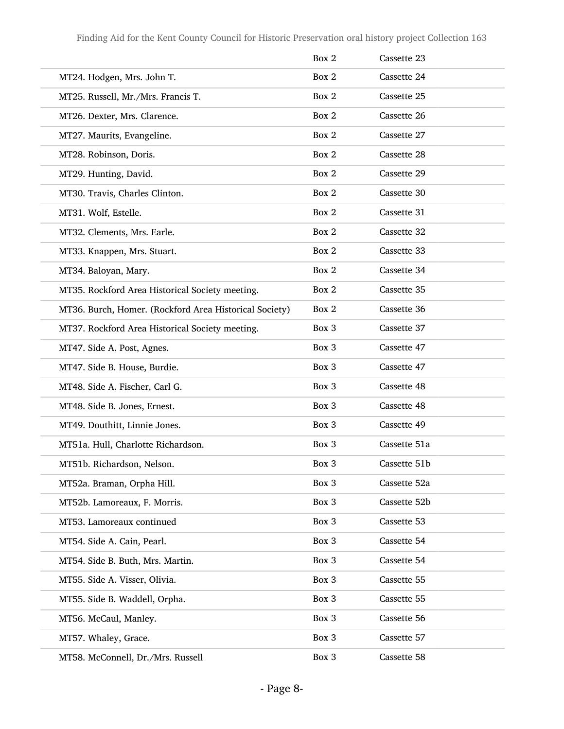| | | |
|---|---|---|
| | Box 2 | Cassette 23 |
| MT24. Hodgen, Mrs. John T. | Box 2 | Cassette 24 |
| MT25. Russell, Mr./Mrs. Francis T. | Box 2 | Cassette 25 |
| MT26. Dexter, Mrs. Clarence. | Box 2 | Cassette 26 |
| MT27. Maurits, Evangeline. | Box 2 | Cassette 27 |
| MT28. Robinson, Doris. | Box 2 | Cassette 28 |
| MT29. Hunting, David. | Box 2 | Cassette 29 |
| MT30. Travis, Charles Clinton. | Box 2 | Cassette 30 |
| MT31. Wolf, Estelle. | Box 2 | Cassette 31 |
| MT32. Clements, Mrs. Earle. | Box 2 | Cassette 32 |
| MT33. Knappen, Mrs. Stuart. | Box 2 | Cassette 33 |
| MT34. Baloyan, Mary. | Box 2 | Cassette 34 |
| MT35. Rockford Area Historical Society meeting. | Box 2 | Cassette 35 |
| MT36. Burch, Homer. (Rockford Area Historical Society) | Box 2 | Cassette 36 |
| MT37. Rockford Area Historical Society meeting. | Box 3 | Cassette 37 |
| MT47. Side A. Post, Agnes. | Box 3 | Cassette 47 |
| MT47. Side B. House, Burdie. | Box 3 | Cassette 47 |
| MT48. Side A. Fischer, Carl G. | Box 3 | Cassette 48 |
| MT48. Side B. Jones, Ernest. | Box 3 | Cassette 48 |
| MT49. Douthitt, Linnie Jones. | Box 3 | Cassette 49 |
| MT51a. Hull, Charlotte Richardson. | Box 3 | Cassette 51a |
| MT51b. Richardson, Nelson. | Box 3 | Cassette 51b |
| MT52a. Braman, Orpha Hill. | Box 3 | Cassette 52a |
| MT52b. Lamoreaux, F. Morris. | Box 3 | Cassette 52b |
| MT53. Lamoreaux continued | Box 3 | Cassette 53 |
| MT54. Side A. Cain, Pearl. | Box 3 | Cassette 54 |
| MT54. Side B. Buth, Mrs. Martin. | Box 3 | Cassette 54 |
| MT55. Side A. Visser, Olivia. | Box 3 | Cassette 55 |
| MT55. Side B. Waddell, Orpha. | Box 3 | Cassette 55 |
| MT56. McCaul, Manley. | Box 3 | Cassette 56 |
| MT57. Whaley, Grace. | Box 3 | Cassette 57 |
| MT58. McConnell, Dr./Mrs. Russell | Box 3 | Cassette 58 |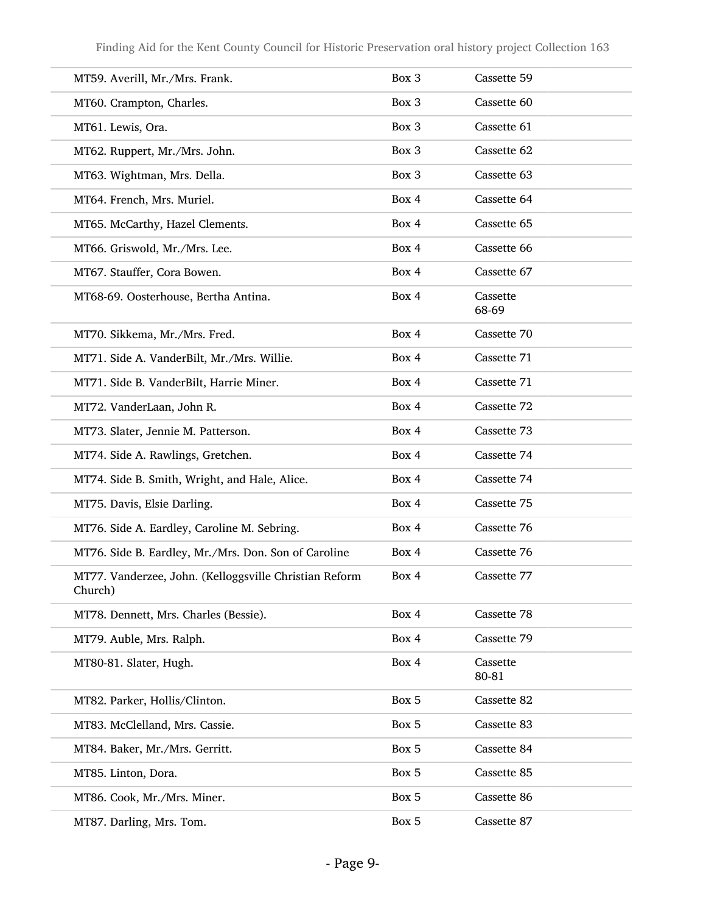| | | |
|---|---|---|
| MT59. Averill, Mr./Mrs. Frank. | Box 3 | Cassette 59 |
| MT60. Crampton, Charles. | Box 3 | Cassette 60 |
| MT61. Lewis, Ora. | Box 3 | Cassette 61 |
| MT62. Ruppert, Mr./Mrs. John. | Box 3 | Cassette 62 |
| MT63. Wightman, Mrs. Della. | Box 3 | Cassette 63 |
| MT64. French, Mrs. Muriel. | Box 4 | Cassette 64 |
| MT65. McCarthy, Hazel Clements. | Box 4 | Cassette 65 |
| MT66. Griswold, Mr./Mrs. Lee. | Box 4 | Cassette 66 |
| MT67. Stauffer, Cora Bowen. | Box 4 | Cassette 67 |
| MT68-69. Oosterhouse, Bertha Antina. | Box 4 | Cassette 68-69 |
| MT70. Sikkema, Mr./Mrs. Fred. | Box 4 | Cassette 70 |
| MT71. Side A. VanderBilt, Mr./Mrs. Willie. | Box 4 | Cassette 71 |
| MT71. Side B. VanderBilt, Harrie Miner. | Box 4 | Cassette 71 |
| MT72. VanderLaan, John R. | Box 4 | Cassette 72 |
| MT73. Slater, Jennie M. Patterson. | Box 4 | Cassette 73 |
| MT74. Side A. Rawlings, Gretchen. | Box 4 | Cassette 74 |
| MT74. Side B. Smith, Wright, and Hale, Alice. | Box 4 | Cassette 74 |
| MT75. Davis, Elsie Darling. | Box 4 | Cassette 75 |
| MT76. Side A. Eardley, Caroline M. Sebring. | Box 4 | Cassette 76 |
| MT76. Side B. Eardley, Mr./Mrs. Don. Son of Caroline | Box 4 | Cassette 76 |
| MT77. Vanderzee, John. (Kelloggsville Christian Reform Church) | Box 4 | Cassette 77 |
| MT78. Dennett, Mrs. Charles (Bessie). | Box 4 | Cassette 78 |
| MT79. Auble, Mrs. Ralph. | Box 4 | Cassette 79 |
| MT80-81. Slater, Hugh. | Box 4 | Cassette 80-81 |
| MT82. Parker, Hollis/Clinton. | Box 5 | Cassette 82 |
| MT83. McClelland, Mrs. Cassie. | Box 5 | Cassette 83 |
| MT84. Baker, Mr./Mrs. Gerritt. | Box 5 | Cassette 84 |
| MT85. Linton, Dora. | Box 5 | Cassette 85 |
| MT86. Cook, Mr./Mrs. Miner. | Box 5 | Cassette 86 |
| MT87. Darling, Mrs. Tom. | Box 5 | Cassette 87 |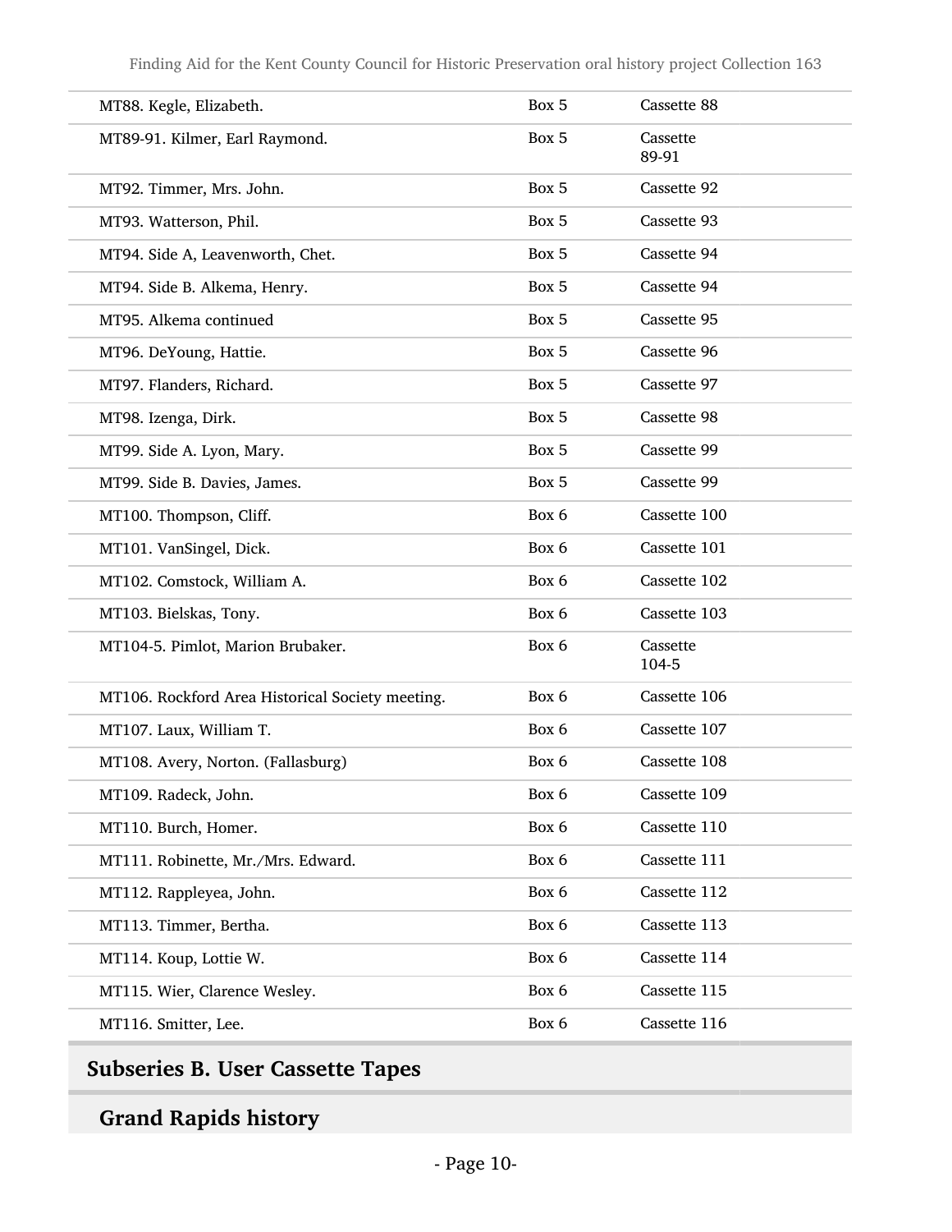| | | |
|---|---|---|
| MT88. Kegle, Elizabeth. | Box 5 | Cassette 88 |
| MT89-91. Kilmer, Earl Raymond. | Box 5 | Cassette 89-91 |
| MT92. Timmer, Mrs. John. | Box 5 | Cassette 92 |
| MT93. Watterson, Phil. | Box 5 | Cassette 93 |
| MT94. Side A, Leavenworth, Chet. | Box 5 | Cassette 94 |
| MT94. Side B. Alkema, Henry. | Box 5 | Cassette 94 |
| MT95. Alkema continued | Box 5 | Cassette 95 |
| MT96. DeYoung, Hattie. | Box 5 | Cassette 96 |
| MT97. Flanders, Richard. | Box 5 | Cassette 97 |
| MT98. Izenga, Dirk. | Box 5 | Cassette 98 |
| MT99. Side A. Lyon, Mary. | Box 5 | Cassette 99 |
| MT99. Side B. Davies, James. | Box 5 | Cassette 99 |
| MT100. Thompson, Cliff. | Box 6 | Cassette 100 |
| MT101. VanSingel, Dick. | Box 6 | Cassette 101 |
| MT102. Comstock, William A. | Box 6 | Cassette 102 |
| MT103. Bielskas, Tony. | Box 6 | Cassette 103 |
| MT104-5. Pimlot, Marion Brubaker. | Box 6 | Cassette 104-5 |
| MT106. Rockford Area Historical Society meeting. | Box 6 | Cassette 106 |
| MT107. Laux, William T. | Box 6 | Cassette 107 |
| MT108. Avery, Norton. (Fallasburg) | Box 6 | Cassette 108 |
| MT109. Radeck, John. | Box 6 | Cassette 109 |
| MT110. Burch, Homer. | Box 6 | Cassette 110 |
| MT111. Robinette, Mr./Mrs. Edward. | Box 6 | Cassette 111 |
| MT112. Rappleyea, John. | Box 6 | Cassette 112 |
| MT113. Timmer, Bertha. | Box 6 | Cassette 113 |
| MT114. Koup, Lottie W. | Box 6 | Cassette 114 |
| MT115. Wier, Clarence Wesley. | Box 6 | Cassette 115 |
| MT116. Smitter, Lee. | Box 6 | Cassette 116 |

## Subseries B. User Cassette Tapes

### Grand Rapids history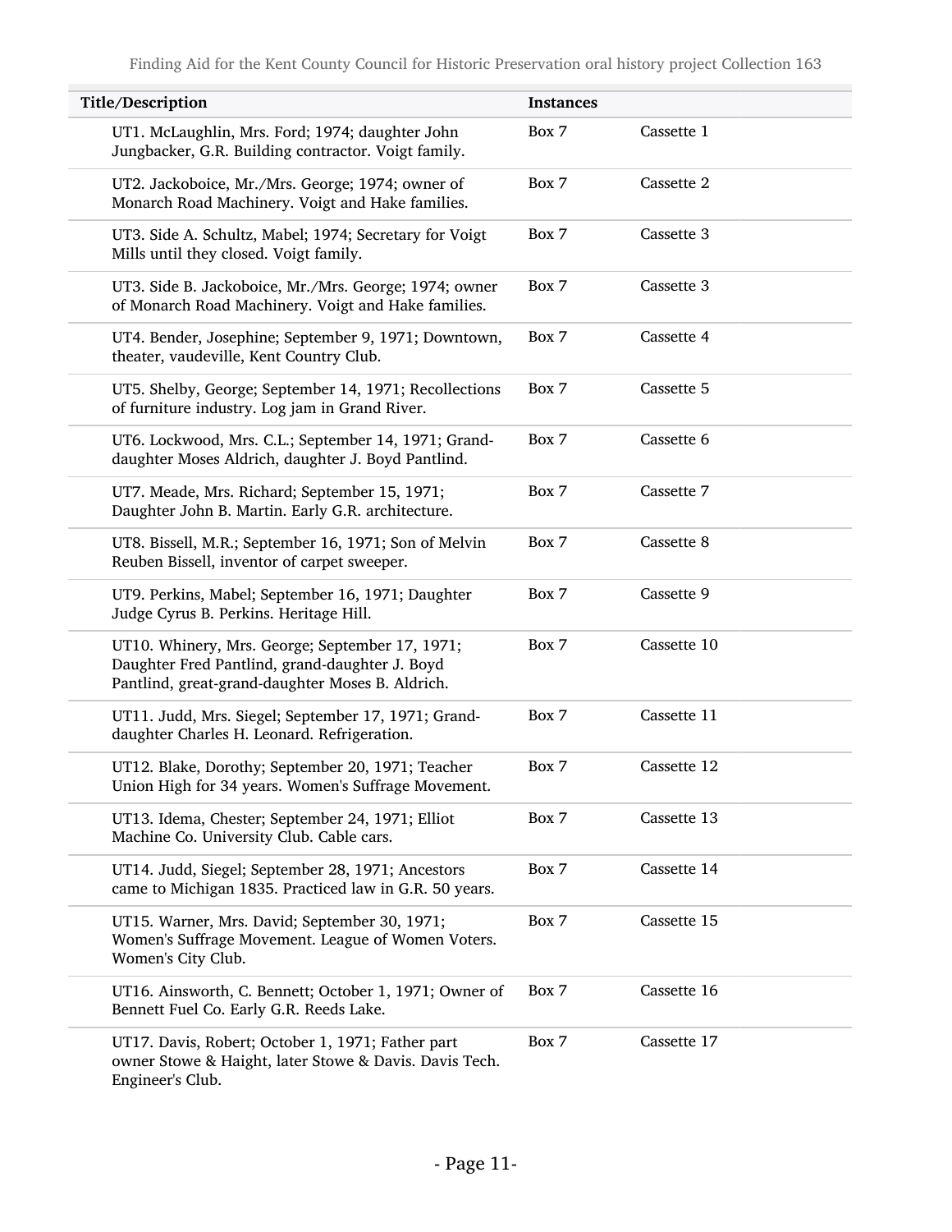| Title/Description | Instances | |
|---|---|---|
| UT1. McLaughlin, Mrs. Ford; 1974; daughter John Jungbacker, G.R. Building contractor. Voigt family. | Box 7 | Cassette 1 |
| UT2. Jackoboice, Mr./Mrs. George; 1974; owner of Monarch Road Machinery. Voigt and Hake families. | Box 7 | Cassette 2 |
| UT3. Side A. Schultz, Mabel; 1974; Secretary for Voigt Mills until they closed. Voigt family. | Box 7 | Cassette 3 |
| UT3. Side B. Jackoboice, Mr./Mrs. George; 1974; owner of Monarch Road Machinery. Voigt and Hake families. | Box 7 | Cassette 3 |
| UT4. Bender, Josephine; September 9, 1971; Downtown, theater, vaudeville, Kent Country Club. | Box 7 | Cassette 4 |
| UT5. Shelby, George; September 14, 1971; Recollections of furniture industry. Log jam in Grand River. | Box 7 | Cassette 5 |
| UT6. Lockwood, Mrs. C.L.; September 14, 1971; Grand-daughter Moses Aldrich, daughter J. Boyd Pantlind. | Box 7 | Cassette 6 |
| UT7. Meade, Mrs. Richard; September 15, 1971; Daughter John B. Martin. Early G.R. architecture. | Box 7 | Cassette 7 |
| UT8. Bissell, M.R.; September 16, 1971; Son of Melvin Reuben Bissell, inventor of carpet sweeper. | Box 7 | Cassette 8 |
| UT9. Perkins, Mabel; September 16, 1971; Daughter Judge Cyrus B. Perkins. Heritage Hill. | Box 7 | Cassette 9 |
| UT10. Whinery, Mrs. George; September 17, 1971; Daughter Fred Pantlind, grand-daughter J. Boyd Pantlind, great-grand-daughter Moses B. Aldrich. | Box 7 | Cassette 10 |
| UT11. Judd, Mrs. Siegel; September 17, 1971; Grand-daughter Charles H. Leonard. Refrigeration. | Box 7 | Cassette 11 |
| UT12. Blake, Dorothy; September 20, 1971; Teacher Union High for 34 years. Women's Suffrage Movement. | Box 7 | Cassette 12 |
| UT13. Idema, Chester; September 24, 1971; Elliot Machine Co. University Club. Cable cars. | Box 7 | Cassette 13 |
| UT14. Judd, Siegel; September 28, 1971; Ancestors came to Michigan 1835. Practiced law in G.R. 50 years. | Box 7 | Cassette 14 |
| UT15. Warner, Mrs. David; September 30, 1971; Women's Suffrage Movement. League of Women Voters. Women's City Club. | Box 7 | Cassette 15 |
| UT16. Ainsworth, C. Bennett; October 1, 1971; Owner of Bennett Fuel Co. Early G.R. Reeds Lake. | Box 7 | Cassette 16 |
| UT17. Davis, Robert; October 1, 1971; Father part owner Stowe & Haight, later Stowe & Davis. Davis Tech. Engineer's Club. | Box 7 | Cassette 17 |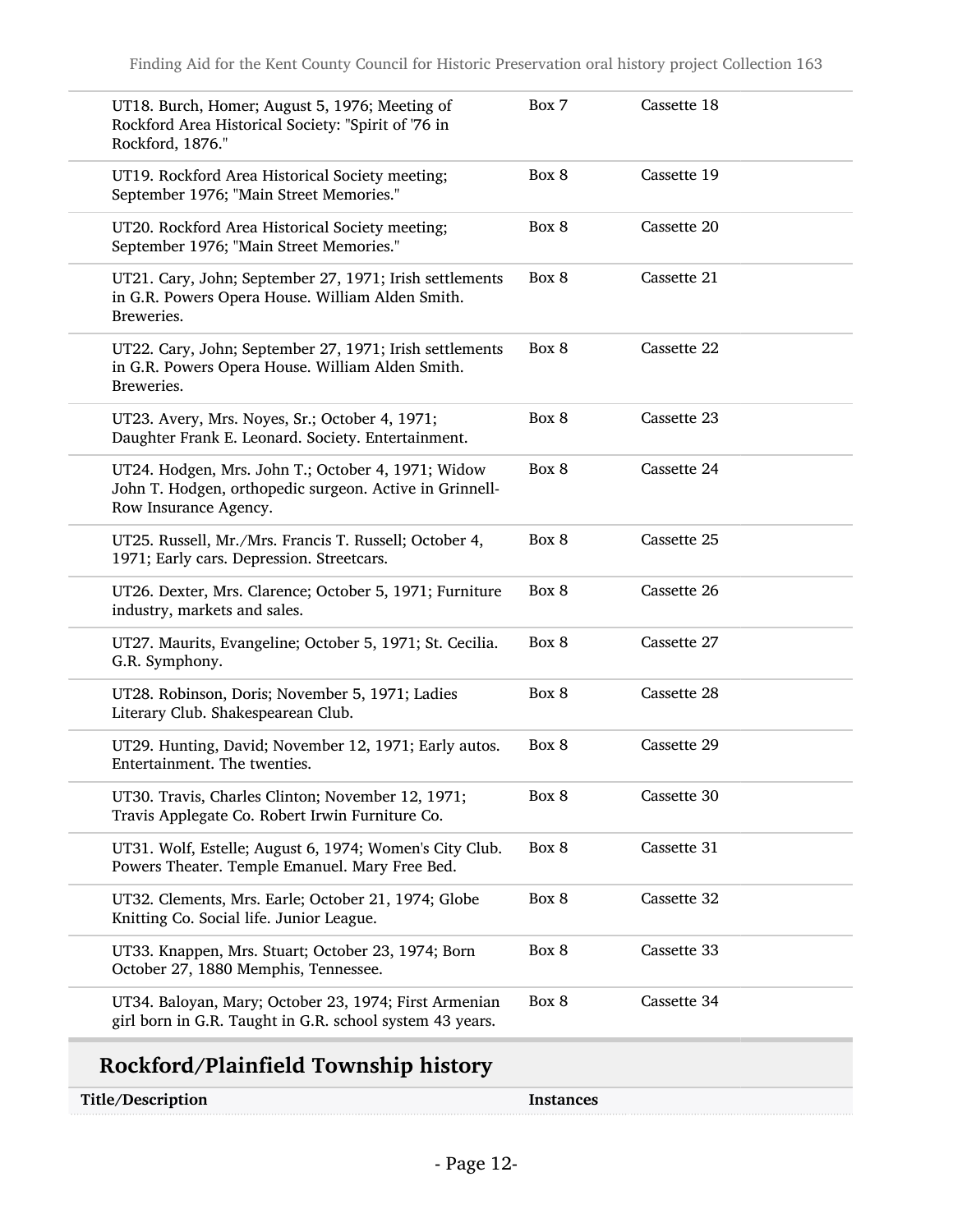| | | |
|---|---|---|
| UT18. Burch, Homer; August 5, 1976; Meeting of Rockford Area Historical Society: "Spirit of '76 in Rockford, 1876." | Box 7 | Cassette 18 |
| UT19. Rockford Area Historical Society meeting; September 1976; "Main Street Memories." | Box 8 | Cassette 19 |
| UT20. Rockford Area Historical Society meeting; September 1976; "Main Street Memories." | Box 8 | Cassette 20 |
| UT21. Cary, John; September 27, 1971; Irish settlements in G.R. Powers Opera House. William Alden Smith. Breweries. | Box 8 | Cassette 21 |
| UT22. Cary, John; September 27, 1971; Irish settlements in G.R. Powers Opera House. William Alden Smith. Breweries. | Box 8 | Cassette 22 |
| UT23. Avery, Mrs. Noyes, Sr.; October 4, 1971; Daughter Frank E. Leonard. Society. Entertainment. | Box 8 | Cassette 23 |
| UT24. Hodgen, Mrs. John T.; October 4, 1971; Widow John T. Hodgen, orthopedic surgeon. Active in Grinnell-Row Insurance Agency. | Box 8 | Cassette 24 |
| UT25. Russell, Mr./Mrs. Francis T. Russell; October 4, 1971; Early cars. Depression. Streetcars. | Box 8 | Cassette 25 |
| UT26. Dexter, Mrs. Clarence; October 5, 1971; Furniture industry, markets and sales. | Box 8 | Cassette 26 |
| UT27. Maurits, Evangeline; October 5, 1971; St. Cecilia. G.R. Symphony. | Box 8 | Cassette 27 |
| UT28. Robinson, Doris; November 5, 1971; Ladies Literary Club. Shakespearean Club. | Box 8 | Cassette 28 |
| UT29. Hunting, David; November 12, 1971; Early autos. Entertainment. The twenties. | Box 8 | Cassette 29 |
| UT30. Travis, Charles Clinton; November 12, 1971; Travis Applegate Co. Robert Irwin Furniture Co. | Box 8 | Cassette 30 |
| UT31. Wolf, Estelle; August 6, 1974; Women's City Club. Powers Theater. Temple Emanuel. Mary Free Bed. | Box 8 | Cassette 31 |
| UT32. Clements, Mrs. Earle; October 21, 1974; Globe Knitting Co. Social life. Junior League. | Box 8 | Cassette 32 |
| UT33. Knappen, Mrs. Stuart; October 23, 1974; Born October 27, 1880 Memphis, Tennessee. | Box 8 | Cassette 33 |
| UT34. Baloyan, Mary; October 23, 1974; First Armenian girl born in G.R. Taught in G.R. school system 43 years. | Box 8 | Cassette 34 |

## Rockford/Plainfield Township history

| Title/Description | Instances |
|---|---|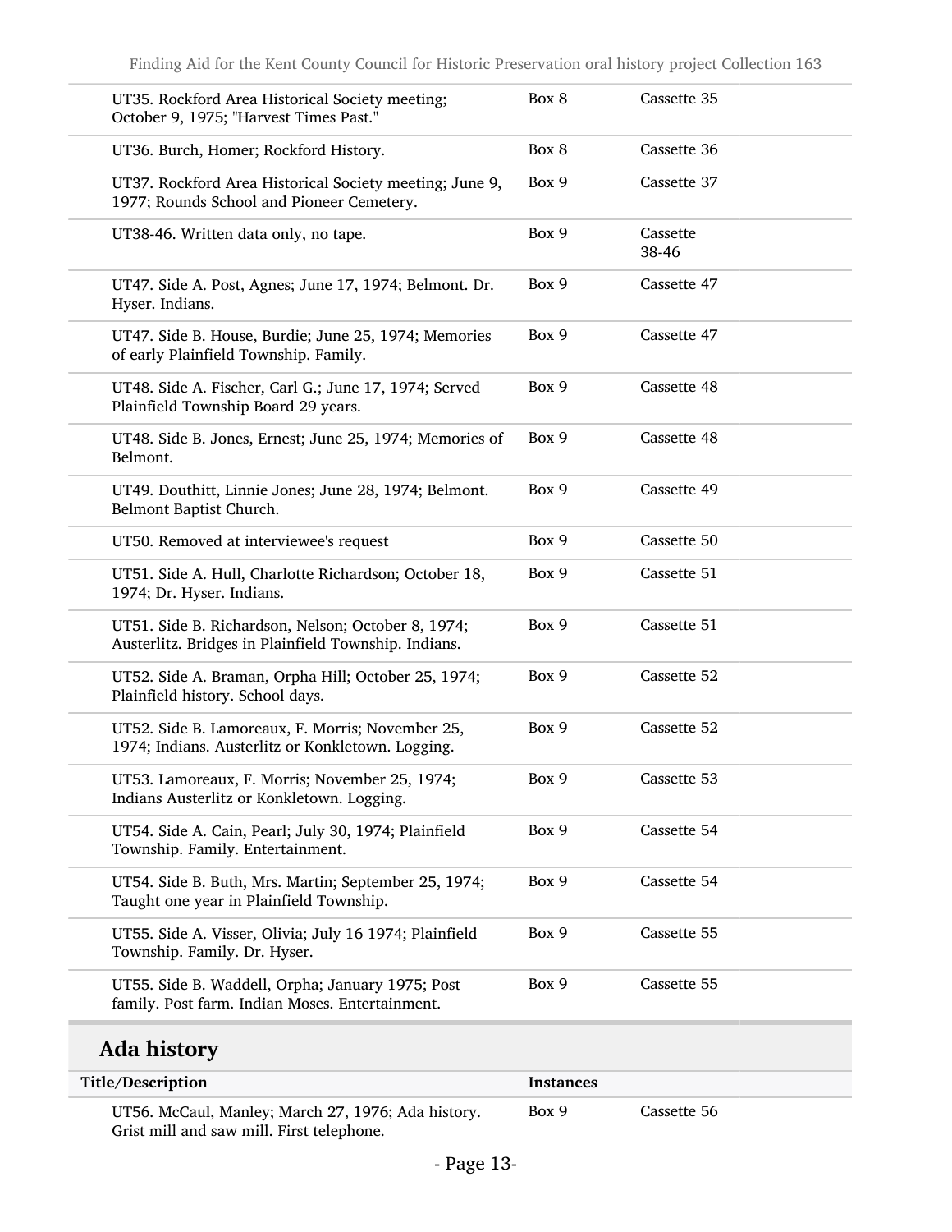| Title/Description | Instances | |
|---|---|---|
| UT35. Rockford Area Historical Society meeting; October 9, 1975; "Harvest Times Past." | Box 8 | Cassette 35 |
| UT36. Burch, Homer; Rockford History. | Box 8 | Cassette 36 |
| UT37. Rockford Area Historical Society meeting; June 9, 1977; Rounds School and Pioneer Cemetery. | Box 9 | Cassette 37 |
| UT38-46. Written data only, no tape. | Box 9 | Cassette 38-46 |
| UT47. Side A. Post, Agnes; June 17, 1974; Belmont. Dr. Hyser. Indians. | Box 9 | Cassette 47 |
| UT47. Side B. House, Burdie; June 25, 1974; Memories of early Plainfield Township. Family. | Box 9 | Cassette 47 |
| UT48. Side A. Fischer, Carl G.; June 17, 1974; Served Plainfield Township Board 29 years. | Box 9 | Cassette 48 |
| UT48. Side B. Jones, Ernest; June 25, 1974; Memories of Belmont. | Box 9 | Cassette 48 |
| UT49. Douthitt, Linnie Jones; June 28, 1974; Belmont. Belmont Baptist Church. | Box 9 | Cassette 49 |
| UT50. Removed at interviewee's request | Box 9 | Cassette 50 |
| UT51. Side A. Hull, Charlotte Richardson; October 18, 1974; Dr. Hyser. Indians. | Box 9 | Cassette 51 |
| UT51. Side B. Richardson, Nelson; October 8, 1974; Austerlitz. Bridges in Plainfield Township. Indians. | Box 9 | Cassette 51 |
| UT52. Side A. Braman, Orpha Hill; October 25, 1974; Plainfield history. School days. | Box 9 | Cassette 52 |
| UT52. Side B. Lamoreaux, F. Morris; November 25, 1974; Indians. Austerlitz or Konkletown. Logging. | Box 9 | Cassette 52 |
| UT53. Lamoreaux, F. Morris; November 25, 1974; Indians Austerlitz or Konkletown. Logging. | Box 9 | Cassette 53 |
| UT54. Side A. Cain, Pearl; July 30, 1974; Plainfield Township. Family. Entertainment. | Box 9 | Cassette 54 |
| UT54. Side B. Buth, Mrs. Martin; September 25, 1974; Taught one year in Plainfield Township. | Box 9 | Cassette 54 |
| UT55. Side A. Visser, Olivia; July 16 1974; Plainfield Township. Family. Dr. Hyser. | Box 9 | Cassette 55 |
| UT55. Side B. Waddell, Orpha; January 1975; Post family. Post farm. Indian Moses. Entertainment. | Box 9 | Cassette 55 |

## Ada history

| Title/Description | Instances | |
|---|---|---|
| UT56. McCaul, Manley; March 27, 1976; Ada history. Grist mill and saw mill. First telephone. | Box 9 | Cassette 56 |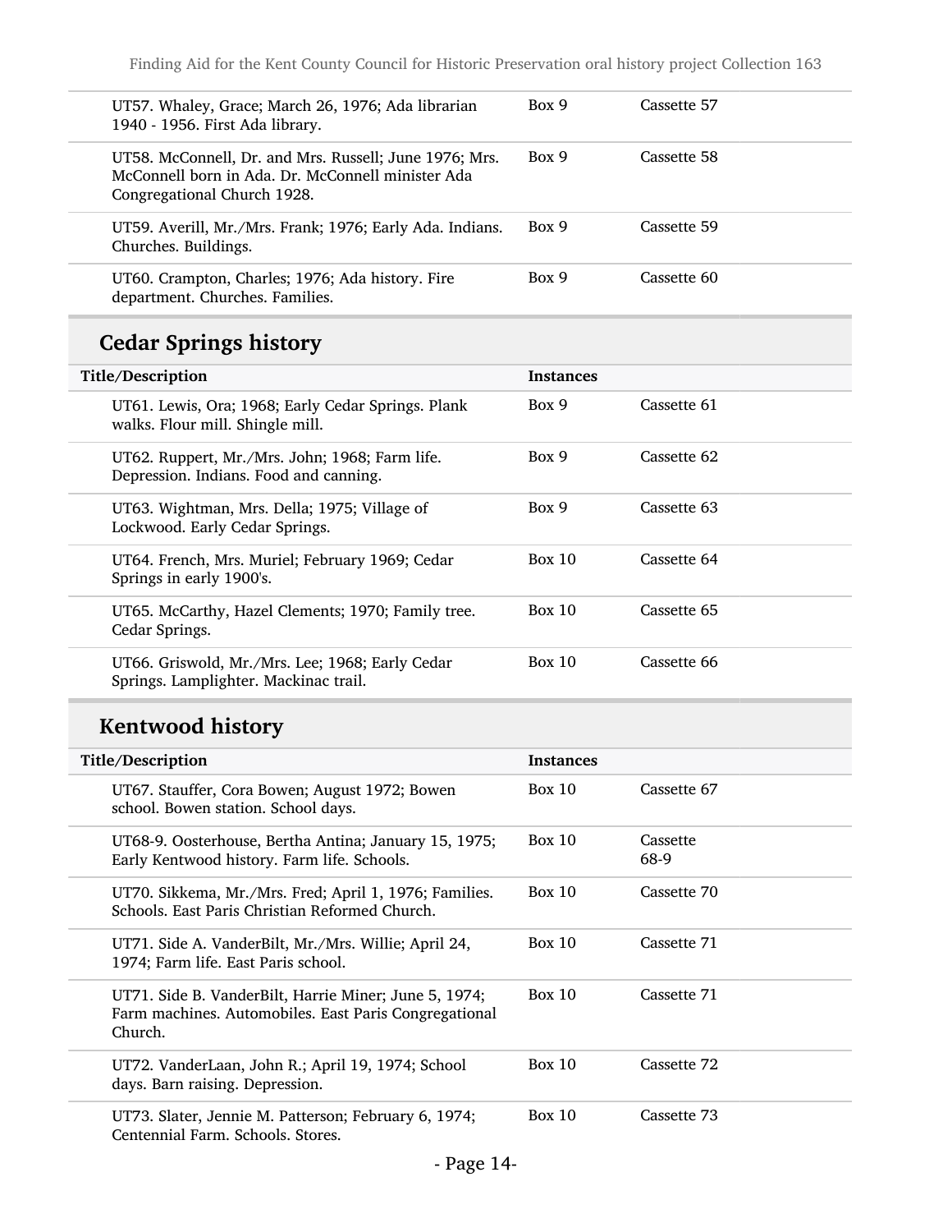| | | |
|---|---|---|
| UT57. Whaley, Grace; March 26, 1976; Ada librarian 1940 - 1956. First Ada library. | Box 9 | Cassette 57 |
| UT58. McConnell, Dr. and Mrs. Russell; June 1976; Mrs. McConnell born in Ada. Dr. McConnell minister Ada Congregational Church 1928. | Box 9 | Cassette 58 |
| UT59. Averill, Mr./Mrs. Frank; 1976; Early Ada. Indians. Churches. Buildings. | Box 9 | Cassette 59 |
| UT60. Crampton, Charles; 1976; Ada history. Fire department. Churches. Families. | Box 9 | Cassette 60 |

## Cedar Springs history

| Title/Description | Instances | |
|---|---|---|
| UT61. Lewis, Ora; 1968; Early Cedar Springs. Plank walks. Flour mill. Shingle mill. | Box 9 | Cassette 61 |
| UT62. Ruppert, Mr./Mrs. John; 1968; Farm life. Depression. Indians. Food and canning. | Box 9 | Cassette 62 |
| UT63. Wightman, Mrs. Della; 1975; Village of Lockwood. Early Cedar Springs. | Box 9 | Cassette 63 |
| UT64. French, Mrs. Muriel; February 1969; Cedar Springs in early 1900's. | Box 10 | Cassette 64 |
| UT65. McCarthy, Hazel Clements; 1970; Family tree. Cedar Springs. | Box 10 | Cassette 65 |
| UT66. Griswold, Mr./Mrs. Lee; 1968; Early Cedar Springs. Lamplighter. Mackinac trail. | Box 10 | Cassette 66 |

## Kentwood history

| Title/Description | Instances | |
|---|---|---|
| UT67. Stauffer, Cora Bowen; August 1972; Bowen school. Bowen station. School days. | Box 10 | Cassette 67 |
| UT68-9. Oosterhouse, Bertha Antina; January 15, 1975; Early Kentwood history. Farm life. Schools. | Box 10 | Cassette 68-9 |
| UT70. Sikkema, Mr./Mrs. Fred; April 1, 1976; Families. Schools. East Paris Christian Reformed Church. | Box 10 | Cassette 70 |
| UT71. Side A. VanderBilt, Mr./Mrs. Willie; April 24, 1974; Farm life. East Paris school. | Box 10 | Cassette 71 |
| UT71. Side B. VanderBilt, Harrie Miner; June 5, 1974; Farm machines. Automobiles. East Paris Congregational Church. | Box 10 | Cassette 71 |
| UT72. VanderLaan, John R.; April 19, 1974; School days. Barn raising. Depression. | Box 10 | Cassette 72 |
| UT73. Slater, Jennie M. Patterson; February 6, 1974; Centennial Farm. Schools. Stores. | Box 10 | Cassette 73 |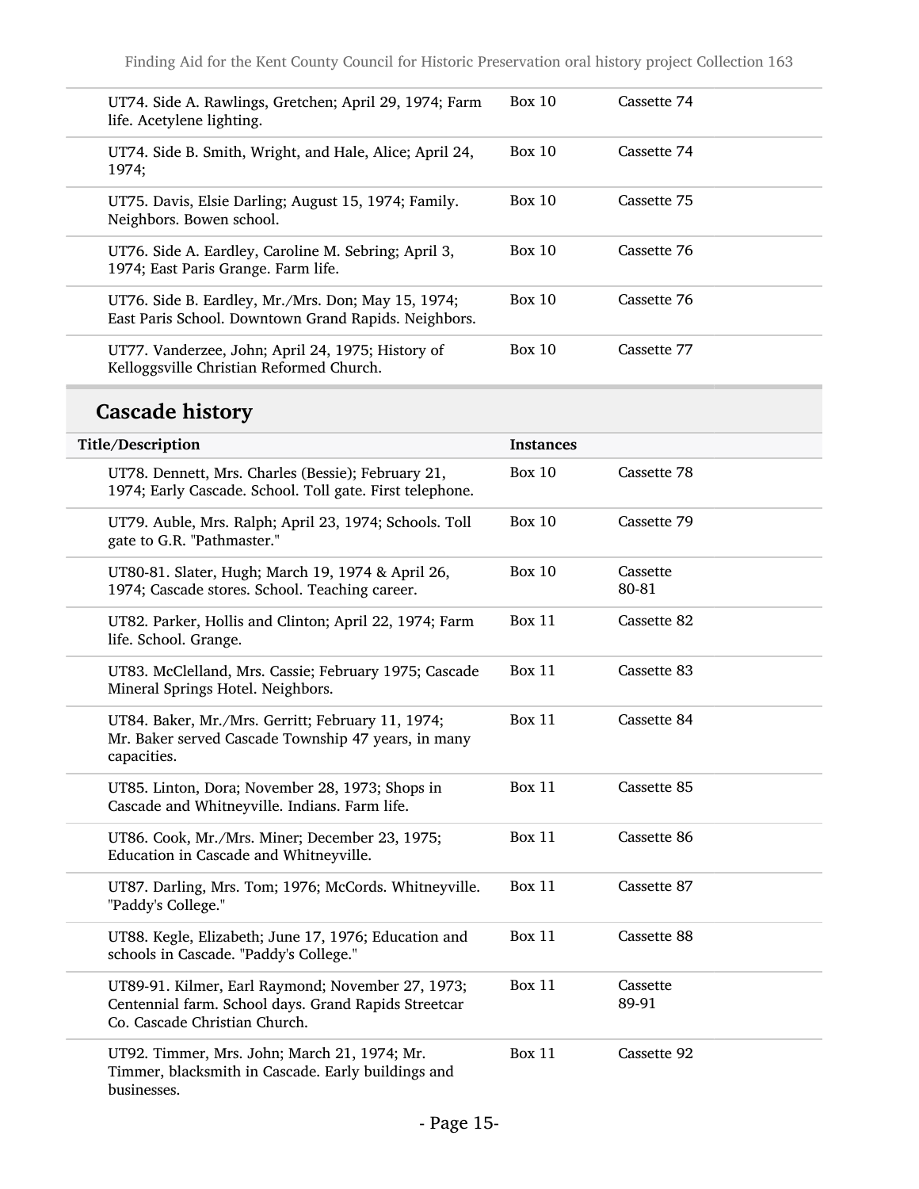| | | |
|---|---|---|
| UT74. Side A. Rawlings, Gretchen; April 29, 1974; Farm life. Acetylene lighting. | Box 10 | Cassette 74 |
| UT74. Side B. Smith, Wright, and Hale, Alice; April 24, 1974; | Box 10 | Cassette 74 |
| UT75. Davis, Elsie Darling; August 15, 1974; Family. Neighbors. Bowen school. | Box 10 | Cassette 75 |
| UT76. Side A. Eardley, Caroline M. Sebring; April 3, 1974; East Paris Grange. Farm life. | Box 10 | Cassette 76 |
| UT76. Side B. Eardley, Mr./Mrs. Don; May 15, 1974; East Paris School. Downtown Grand Rapids. Neighbors. | Box 10 | Cassette 76 |
| UT77. Vanderzee, John; April 24, 1975; History of Kelloggsville Christian Reformed Church. | Box 10 | Cassette 77 |

## Cascade history

| Title/Description | Instances | |
|---|---|---|
| UT78. Dennett, Mrs. Charles (Bessie); February 21, 1974; Early Cascade. School. Toll gate. First telephone. | Box 10 | Cassette 78 |
| UT79. Auble, Mrs. Ralph; April 23, 1974; Schools. Toll gate to G.R. "Pathmaster." | Box 10 | Cassette 79 |
| UT80-81. Slater, Hugh; March 19, 1974 & April 26, 1974; Cascade stores. School. Teaching career. | Box 10 | Cassette 80-81 |
| UT82. Parker, Hollis and Clinton; April 22, 1974; Farm life. School. Grange. | Box 11 | Cassette 82 |
| UT83. McClelland, Mrs. Cassie; February 1975; Cascade Mineral Springs Hotel. Neighbors. | Box 11 | Cassette 83 |
| UT84. Baker, Mr./Mrs. Gerritt; February 11, 1974; Mr. Baker served Cascade Township 47 years, in many capacities. | Box 11 | Cassette 84 |
| UT85. Linton, Dora; November 28, 1973; Shops in Cascade and Whitneyville. Indians. Farm life. | Box 11 | Cassette 85 |
| UT86. Cook, Mr./Mrs. Miner; December 23, 1975; Education in Cascade and Whitneyville. | Box 11 | Cassette 86 |
| UT87. Darling, Mrs. Tom; 1976; McCords. Whitneyville. "Paddy's College." | Box 11 | Cassette 87 |
| UT88. Kegle, Elizabeth; June 17, 1976; Education and schools in Cascade. "Paddy's College." | Box 11 | Cassette 88 |
| UT89-91. Kilmer, Earl Raymond; November 27, 1973; Centennial farm. School days. Grand Rapids Streetcar Co. Cascade Christian Church. | Box 11 | Cassette 89-91 |
| UT92. Timmer, Mrs. John; March 21, 1974; Mr. Timmer, blacksmith in Cascade. Early buildings and businesses. | Box 11 | Cassette 92 |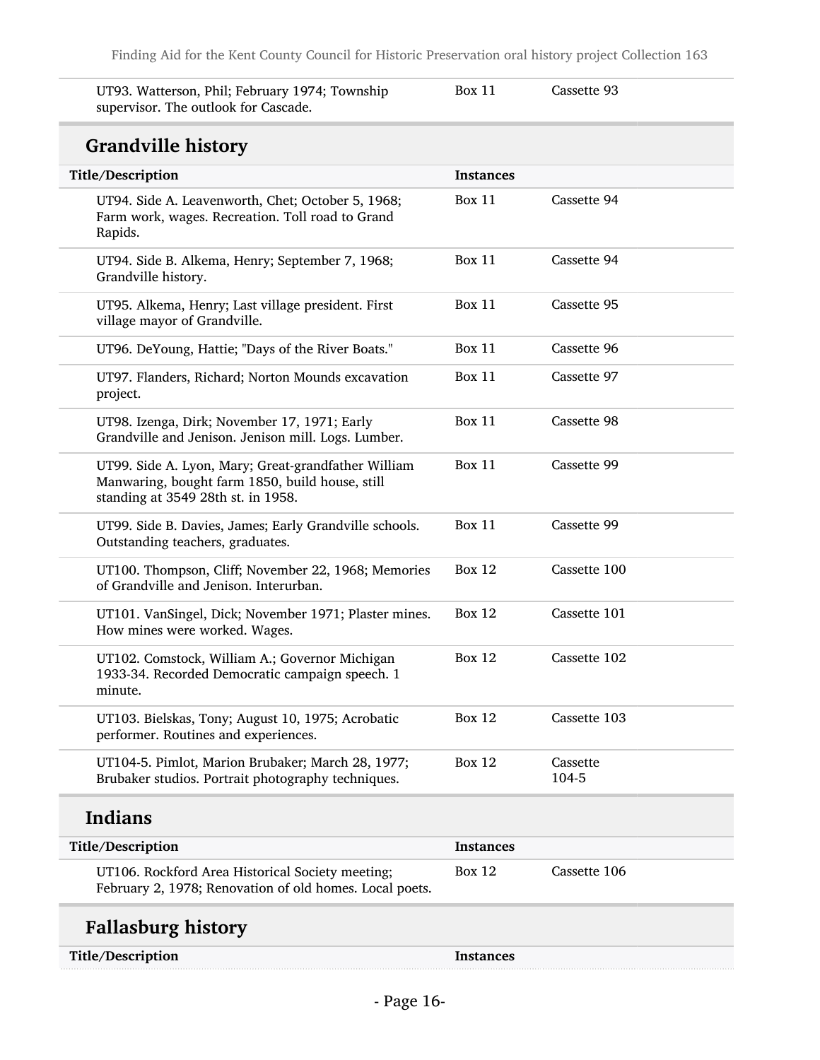| Title/Description | Instances | |
|---|---|---|
| UT93. Watterson, Phil; February 1974; Township supervisor. The outlook for Cascade. | Box 11 | Cassette 93 |

## Grandville history

| Title/Description | Instances | |
|---|---|---|
| UT94. Side A. Leavenworth, Chet; October 5, 1968; Farm work, wages. Recreation. Toll road to Grand Rapids. | Box 11 | Cassette 94 |
| UT94. Side B. Alkema, Henry; September 7, 1968; Grandville history. | Box 11 | Cassette 94 |
| UT95. Alkema, Henry; Last village president. First village mayor of Grandville. | Box 11 | Cassette 95 |
| UT96. DeYoung, Hattie; "Days of the River Boats." | Box 11 | Cassette 96 |
| UT97. Flanders, Richard; Norton Mounds excavation project. | Box 11 | Cassette 97 |
| UT98. Izenga, Dirk; November 17, 1971; Early Grandville and Jenison. Jenison mill. Logs. Lumber. | Box 11 | Cassette 98 |
| UT99. Side A. Lyon, Mary; Great-grandfather William Manwaring, bought farm 1850, build house, still standing at 3549 28th st. in 1958. | Box 11 | Cassette 99 |
| UT99. Side B. Davies, James; Early Grandville schools. Outstanding teachers, graduates. | Box 11 | Cassette 99 |
| UT100. Thompson, Cliff; November 22, 1968; Memories of Grandville and Jenison. Interurban. | Box 12 | Cassette 100 |
| UT101. VanSingel, Dick; November 1971; Plaster mines. How mines were worked. Wages. | Box 12 | Cassette 101 |
| UT102. Comstock, William A.; Governor Michigan 1933-34. Recorded Democratic campaign speech. 1 minute. | Box 12 | Cassette 102 |
| UT103. Bielskas, Tony; August 10, 1975; Acrobatic performer. Routines and experiences. | Box 12 | Cassette 103 |
| UT104-5. Pimlot, Marion Brubaker; March 28, 1977; Brubaker studios. Portrait photography techniques. | Box 12 | Cassette 104-5 |

## Indians

| Title/Description | Instances | |
|---|---|---|
| UT106. Rockford Area Historical Society meeting; February 2, 1978; Renovation of old homes. Local poets. | Box 12 | Cassette 106 |

## Fallasburg history

| Title/Description | Instances | |
|---|---|---|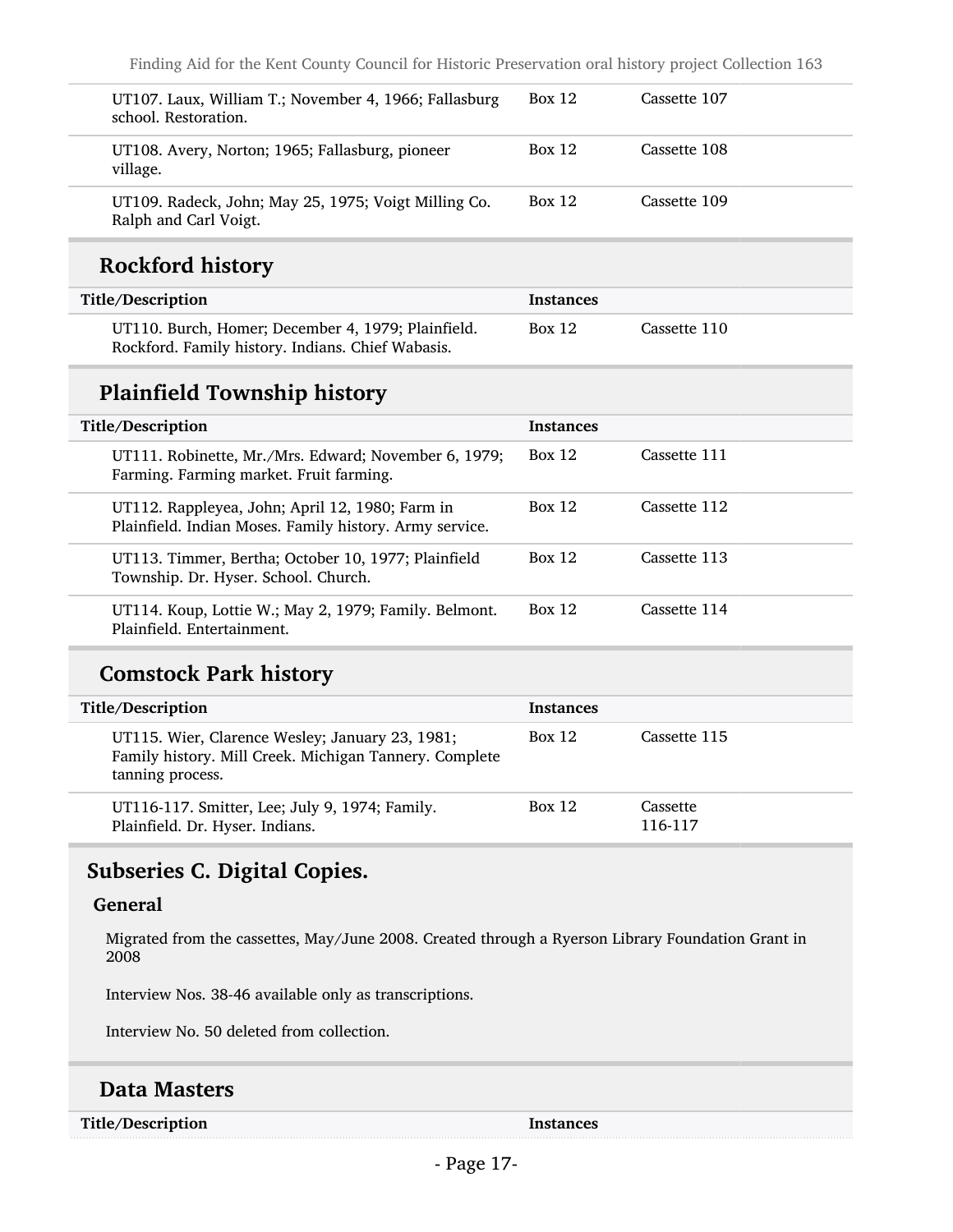| Title/Description | Instances | |
|---|---|---|
| UT107. Laux, William T.; November 4, 1966; Fallasburg school. Restoration. | Box 12 | Cassette 107 |
| UT108. Avery, Norton; 1965; Fallasburg, pioneer village. | Box 12 | Cassette 108 |
| UT109. Radeck, John; May 25, 1975; Voigt Milling Co. Ralph and Carl Voigt. | Box 12 | Cassette 109 |

## Rockford history

| Title/Description | Instances | |
|---|---|---|
| UT110. Burch, Homer; December 4, 1979; Plainfield. Rockford. Family history. Indians. Chief Wabasis. | Box 12 | Cassette 110 |

## Plainfield Township history

| Title/Description | Instances | |
|---|---|---|
| UT111. Robinette, Mr./Mrs. Edward; November 6, 1979; Farming. Farming market. Fruit farming. | Box 12 | Cassette 111 |
| UT112. Rappleyea, John; April 12, 1980; Farm in Plainfield. Indian Moses. Family history. Army service. | Box 12 | Cassette 112 |
| UT113. Timmer, Bertha; October 10, 1977; Plainfield Township. Dr. Hyser. School. Church. | Box 12 | Cassette 113 |
| UT114. Koup, Lottie W.; May 2, 1979; Family. Belmont. Plainfield. Entertainment. | Box 12 | Cassette 114 |

## Comstock Park history

| Title/Description | Instances | |
|---|---|---|
| UT115. Wier, Clarence Wesley; January 23, 1981; Family history. Mill Creek. Michigan Tannery. Complete tanning process. | Box 12 | Cassette 115 |
| UT116-117. Smitter, Lee; July 9, 1974; Family. Plainfield. Dr. Hyser. Indians. | Box 12 | Cassette 116-117 |

## Subseries C. Digital Copies.

### General

Migrated from the cassettes, May/June 2008. Created through a Ryerson Library Foundation Grant in 2008

Interview Nos. 38-46 available only as transcriptions.

Interview No. 50 deleted from collection.

## Data Masters

| Title/Description | Instances |
|---|---|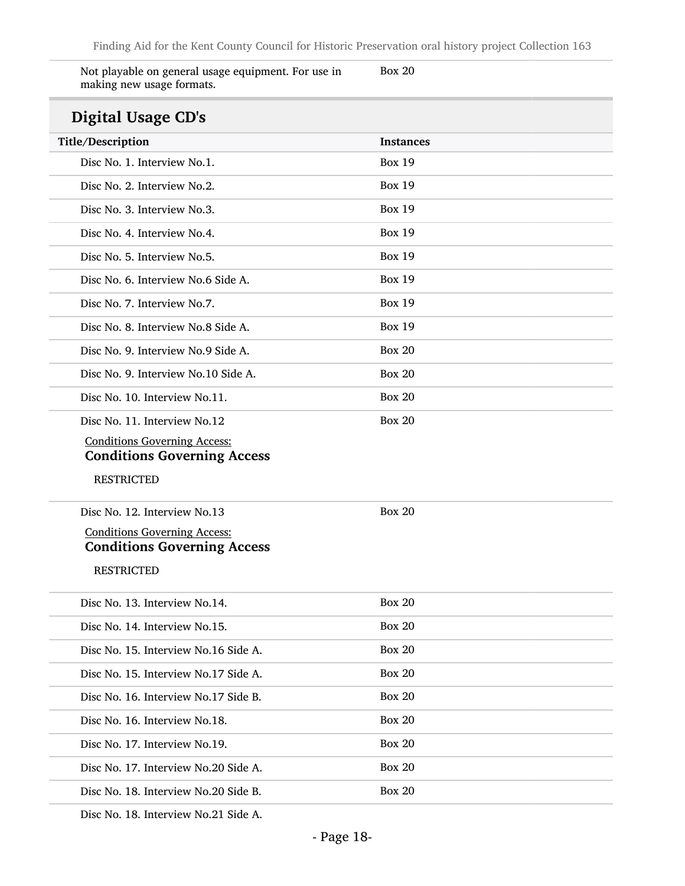| | |
|---|---|
| Not playable on general usage equipment. For use in making new usage formats. | Box 20 |

## Digital Usage CD's

| Title/Description | Instances |
|---|---|
| Disc No. 1. Interview No.1. | Box 19 |
| Disc No. 2. Interview No.2. | Box 19 |
| Disc No. 3. Interview No.3. | Box 19 |
| Disc No. 4. Interview No.4. | Box 19 |
| Disc No. 5. Interview No.5. | Box 19 |
| Disc No. 6. Interview No.6 Side A. | Box 19 |
| Disc No. 7. Interview No.7. | Box 19 |
| Disc No. 8. Interview No.8 Side A. | Box 19 |
| Disc No. 9. Interview No.9 Side A. | Box 20 |
| Disc No. 9. Interview No.10 Side A. | Box 20 |
| Disc No. 10. Interview No.11. | Box 20 |
| Disc No. 11. Interview No.12<br>Conditions Governing Access:<br>**Conditions Governing Access**<br>RESTRICTED | Box 20 |
| Disc No. 12. Interview No.13<br>Conditions Governing Access:<br>**Conditions Governing Access**<br>RESTRICTED | Box 20 |
| Disc No. 13. Interview No.14. | Box 20 |
| Disc No. 14. Interview No.15. | Box 20 |
| Disc No. 15. Interview No.16 Side A. | Box 20 |
| Disc No. 15. Interview No.17 Side A. | Box 20 |
| Disc No. 16. Interview No.17 Side B. | Box 20 |
| Disc No. 16. Interview No.18. | Box 20 |
| Disc No. 17. Interview No.19. | Box 20 |
| Disc No. 17. Interview No.20 Side A. | Box 20 |
| Disc No. 18. Interview No.20 Side B. | Box 20 |
| Disc No. 18. Interview No.21 Side A. | |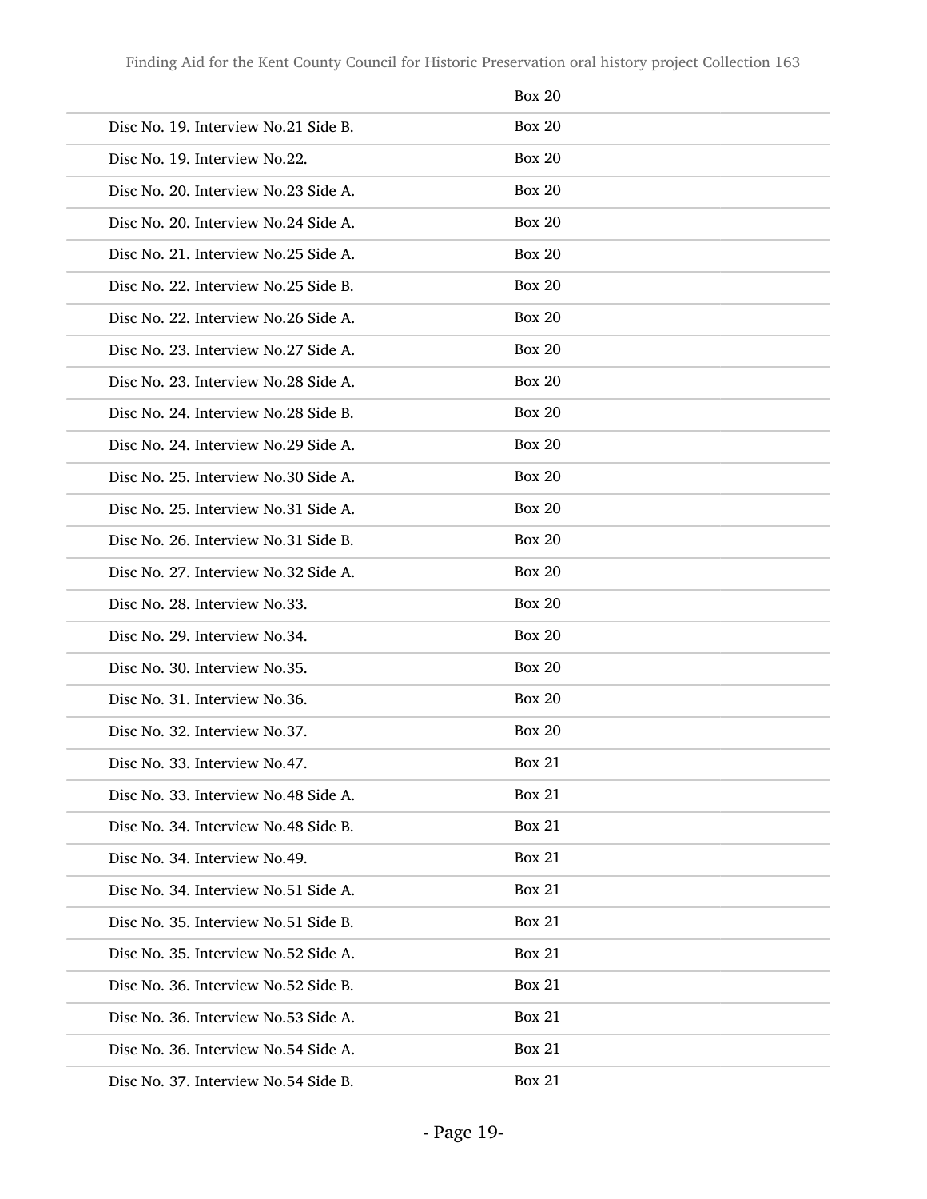| | |
|---|---|
| | Box 20 |
| Disc No. 19. Interview No.21 Side B. | Box 20 |
| Disc No. 19. Interview No.22. | Box 20 |
| Disc No. 20. Interview No.23 Side A. | Box 20 |
| Disc No. 20. Interview No.24 Side A. | Box 20 |
| Disc No. 21. Interview No.25 Side A. | Box 20 |
| Disc No. 22. Interview No.25 Side B. | Box 20 |
| Disc No. 22. Interview No.26 Side A. | Box 20 |
| Disc No. 23. Interview No.27 Side A. | Box 20 |
| Disc No. 23. Interview No.28 Side A. | Box 20 |
| Disc No. 24. Interview No.28 Side B. | Box 20 |
| Disc No. 24. Interview No.29 Side A. | Box 20 |
| Disc No. 25. Interview No.30 Side A. | Box 20 |
| Disc No. 25. Interview No.31 Side A. | Box 20 |
| Disc No. 26. Interview No.31 Side B. | Box 20 |
| Disc No. 27. Interview No.32 Side A. | Box 20 |
| Disc No. 28. Interview No.33. | Box 20 |
| Disc No. 29. Interview No.34. | Box 20 |
| Disc No. 30. Interview No.35. | Box 20 |
| Disc No. 31. Interview No.36. | Box 20 |
| Disc No. 32. Interview No.37. | Box 20 |
| Disc No. 33. Interview No.47. | Box 21 |
| Disc No. 33. Interview No.48 Side A. | Box 21 |
| Disc No. 34. Interview No.48 Side B. | Box 21 |
| Disc No. 34. Interview No.49. | Box 21 |
| Disc No. 34. Interview No.51 Side A. | Box 21 |
| Disc No. 35. Interview No.51 Side B. | Box 21 |
| Disc No. 35. Interview No.52 Side A. | Box 21 |
| Disc No. 36. Interview No.52 Side B. | Box 21 |
| Disc No. 36. Interview No.53 Side A. | Box 21 |
| Disc No. 36. Interview No.54 Side A. | Box 21 |
| Disc No. 37. Interview No.54 Side B. | Box 21 |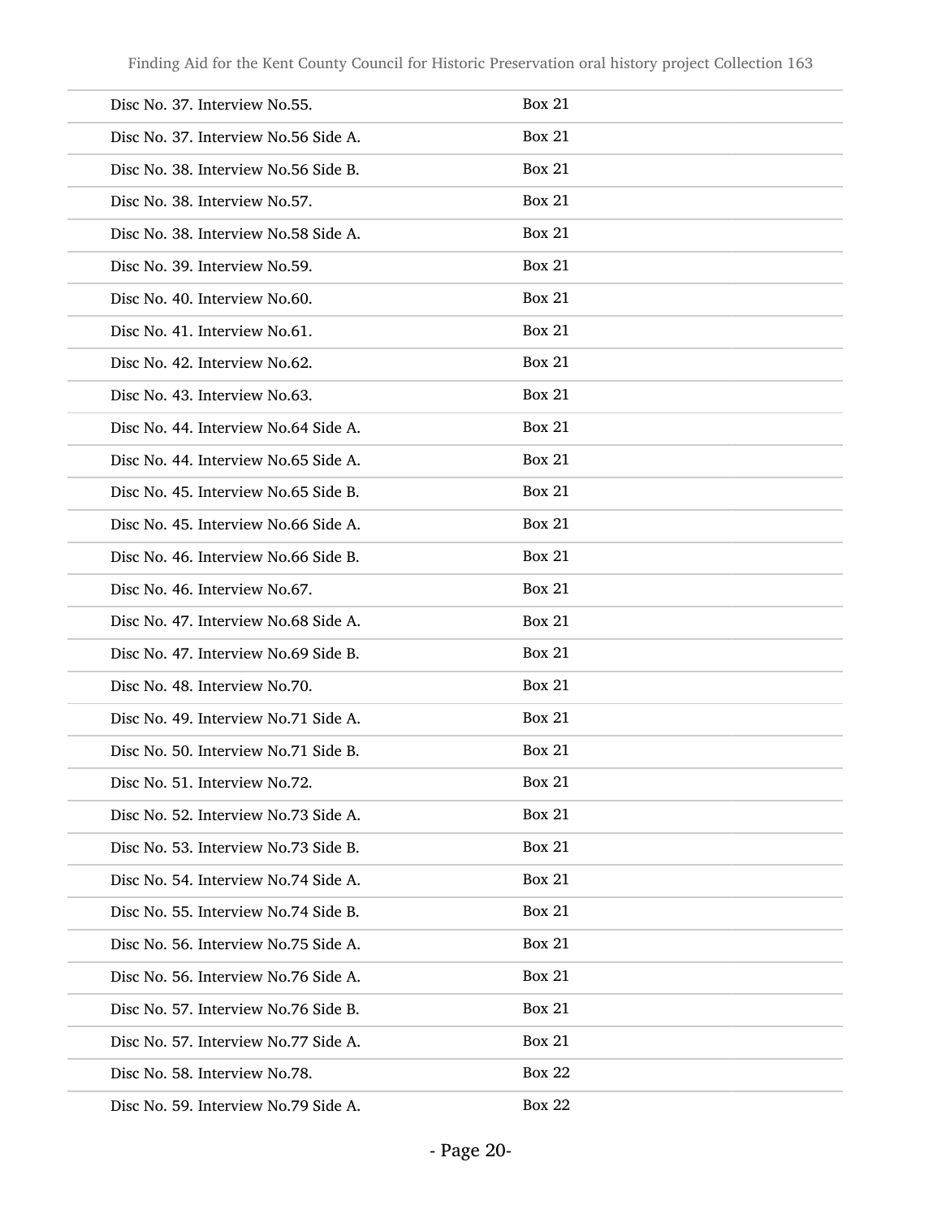| | |
|---|---|
| Disc No. 37. Interview No.55. | Box 21 |
| Disc No. 37. Interview No.56 Side A. | Box 21 |
| Disc No. 38. Interview No.56 Side B. | Box 21 |
| Disc No. 38. Interview No.57. | Box 21 |
| Disc No. 38. Interview No.58 Side A. | Box 21 |
| Disc No. 39. Interview No.59. | Box 21 |
| Disc No. 40. Interview No.60. | Box 21 |
| Disc No. 41. Interview No.61. | Box 21 |
| Disc No. 42. Interview No.62. | Box 21 |
| Disc No. 43. Interview No.63. | Box 21 |
| Disc No. 44. Interview No.64 Side A. | Box 21 |
| Disc No. 44. Interview No.65 Side A. | Box 21 |
| Disc No. 45. Interview No.65 Side B. | Box 21 |
| Disc No. 45. Interview No.66 Side A. | Box 21 |
| Disc No. 46. Interview No.66 Side B. | Box 21 |
| Disc No. 46. Interview No.67. | Box 21 |
| Disc No. 47. Interview No.68 Side A. | Box 21 |
| Disc No. 47. Interview No.69 Side B. | Box 21 |
| Disc No. 48. Interview No.70. | Box 21 |
| Disc No. 49. Interview No.71 Side A. | Box 21 |
| Disc No. 50. Interview No.71 Side B. | Box 21 |
| Disc No. 51. Interview No.72. | Box 21 |
| Disc No. 52. Interview No.73 Side A. | Box 21 |
| Disc No. 53. Interview No.73 Side B. | Box 21 |
| Disc No. 54. Interview No.74 Side A. | Box 21 |
| Disc No. 55. Interview No.74 Side B. | Box 21 |
| Disc No. 56. Interview No.75 Side A. | Box 21 |
| Disc No. 56. Interview No.76 Side A. | Box 21 |
| Disc No. 57. Interview No.76 Side B. | Box 21 |
| Disc No. 57. Interview No.77 Side A. | Box 21 |
| Disc No. 58. Interview No.78. | Box 22 |
| Disc No. 59. Interview No.79 Side A. | Box 22 |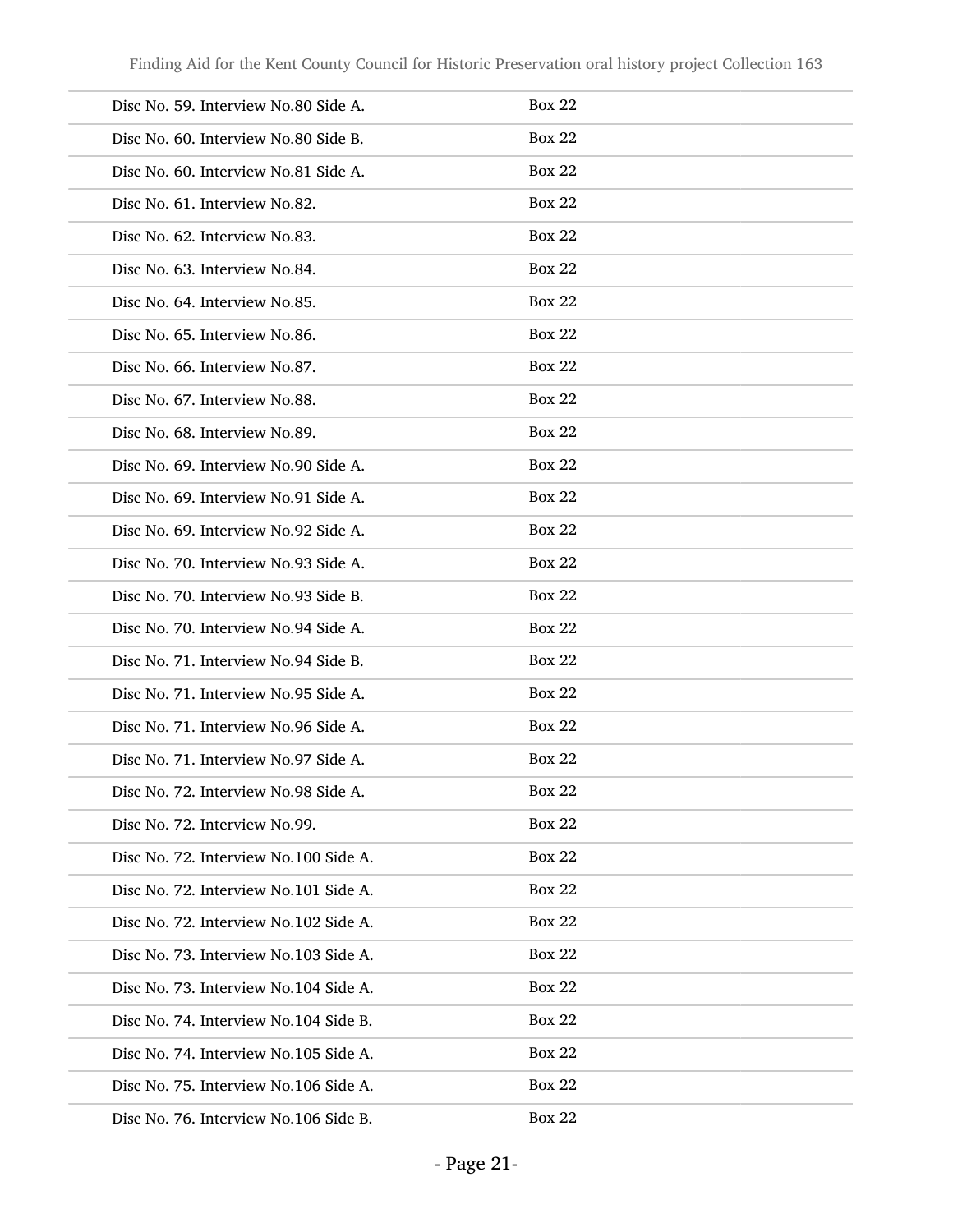| | |
|---|---|
| Disc No. 59. Interview No.80 Side A. | Box 22 |
| Disc No. 60. Interview No.80 Side B. | Box 22 |
| Disc No. 60. Interview No.81 Side A. | Box 22 |
| Disc No. 61. Interview No.82. | Box 22 |
| Disc No. 62. Interview No.83. | Box 22 |
| Disc No. 63. Interview No.84. | Box 22 |
| Disc No. 64. Interview No.85. | Box 22 |
| Disc No. 65. Interview No.86. | Box 22 |
| Disc No. 66. Interview No.87. | Box 22 |
| Disc No. 67. Interview No.88. | Box 22 |
| Disc No. 68. Interview No.89. | Box 22 |
| Disc No. 69. Interview No.90 Side A. | Box 22 |
| Disc No. 69. Interview No.91 Side A. | Box 22 |
| Disc No. 69. Interview No.92 Side A. | Box 22 |
| Disc No. 70. Interview No.93 Side A. | Box 22 |
| Disc No. 70. Interview No.93 Side B. | Box 22 |
| Disc No. 70. Interview No.94 Side A. | Box 22 |
| Disc No. 71. Interview No.94 Side B. | Box 22 |
| Disc No. 71. Interview No.95 Side A. | Box 22 |
| Disc No. 71. Interview No.96 Side A. | Box 22 |
| Disc No. 71. Interview No.97 Side A. | Box 22 |
| Disc No. 72. Interview No.98 Side A. | Box 22 |
| Disc No. 72. Interview No.99. | Box 22 |
| Disc No. 72. Interview No.100 Side A. | Box 22 |
| Disc No. 72. Interview No.101 Side A. | Box 22 |
| Disc No. 72. Interview No.102 Side A. | Box 22 |
| Disc No. 73. Interview No.103 Side A. | Box 22 |
| Disc No. 73. Interview No.104 Side A. | Box 22 |
| Disc No. 74. Interview No.104 Side B. | Box 22 |
| Disc No. 74. Interview No.105 Side A. | Box 22 |
| Disc No. 75. Interview No.106 Side A. | Box 22 |
| Disc No. 76. Interview No.106 Side B. | Box 22 |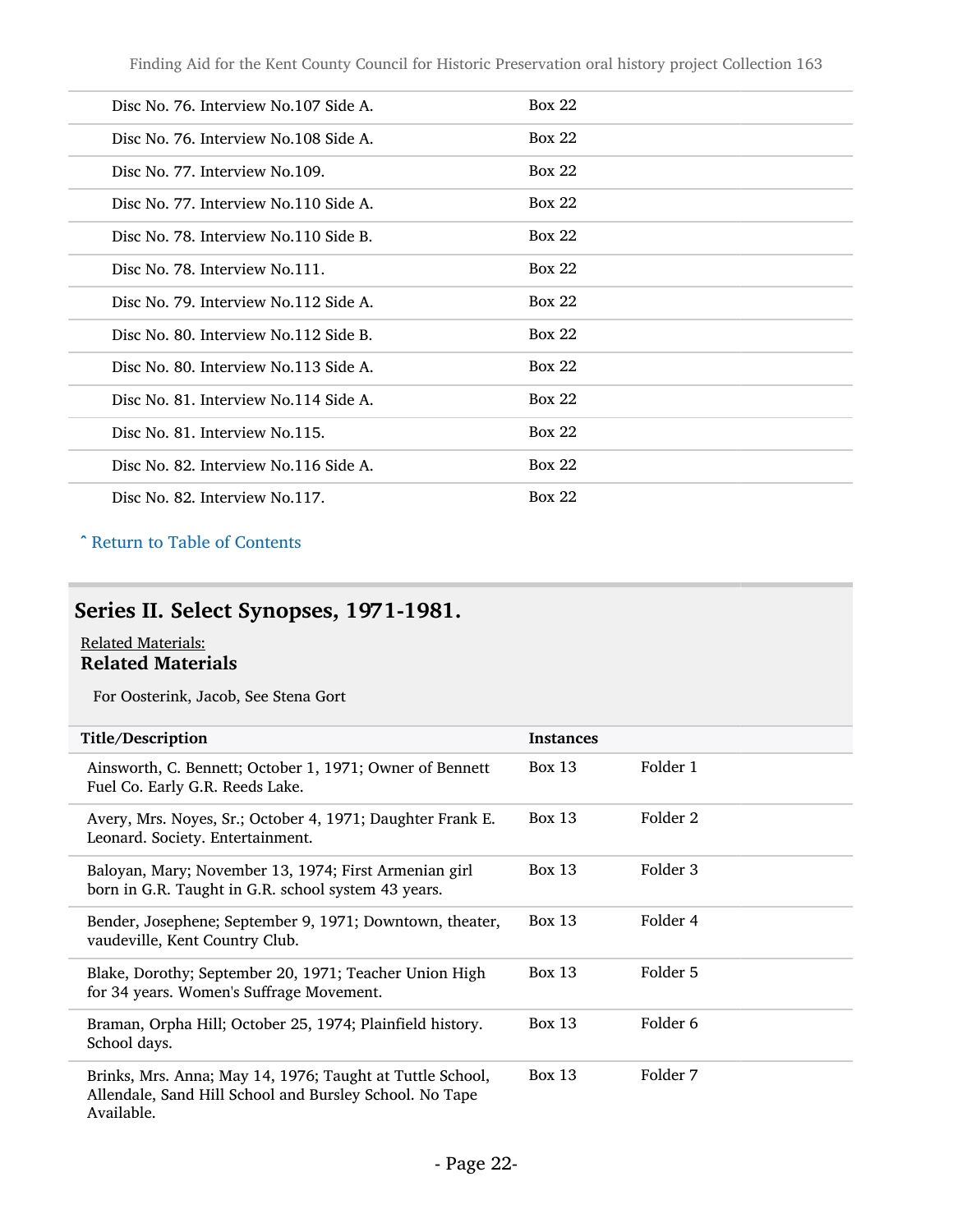| | |
|---|---|
| Disc No. 76. Interview No.107 Side A. | Box 22 |
| Disc No. 76. Interview No.108 Side A. | Box 22 |
| Disc No. 77. Interview No.109. | Box 22 |
| Disc No. 77. Interview No.110 Side A. | Box 22 |
| Disc No. 78. Interview No.110 Side B. | Box 22 |
| Disc No. 78. Interview No.111. | Box 22 |
| Disc No. 79. Interview No.112 Side A. | Box 22 |
| Disc No. 80. Interview No.112 Side B. | Box 22 |
| Disc No. 80. Interview No.113 Side A. | Box 22 |
| Disc No. 81. Interview No.114 Side A. | Box 22 |
| Disc No. 81. Interview No.115. | Box 22 |
| Disc No. 82. Interview No.116 Side A. | Box 22 |
| Disc No. 82. Interview No.117. | Box 22 |

ˆ Return to Table of Contents

## Series II. Select Synopses, 1971-1981.

Related Materials:

**Related Materials**

For Oosterink, Jacob, See Stena Gort

| Title/Description | Instances | |
|---|---|---|
| Ainsworth, C. Bennett; October 1, 1971; Owner of Bennett Fuel Co. Early G.R. Reeds Lake. | Box 13 | Folder 1 |
| Avery, Mrs. Noyes, Sr.; October 4, 1971; Daughter Frank E. Leonard. Society. Entertainment. | Box 13 | Folder 2 |
| Baloyan, Mary; November 13, 1974; First Armenian girl born in G.R. Taught in G.R. school system 43 years. | Box 13 | Folder 3 |
| Bender, Josephene; September 9, 1971; Downtown, theater, vaudeville, Kent Country Club. | Box 13 | Folder 4 |
| Blake, Dorothy; September 20, 1971; Teacher Union High for 34 years. Women's Suffrage Movement. | Box 13 | Folder 5 |
| Braman, Orpha Hill; October 25, 1974; Plainfield history. School days. | Box 13 | Folder 6 |
| Brinks, Mrs. Anna; May 14, 1976; Taught at Tuttle School, Allendale, Sand Hill School and Bursley School. No Tape Available. | Box 13 | Folder 7 |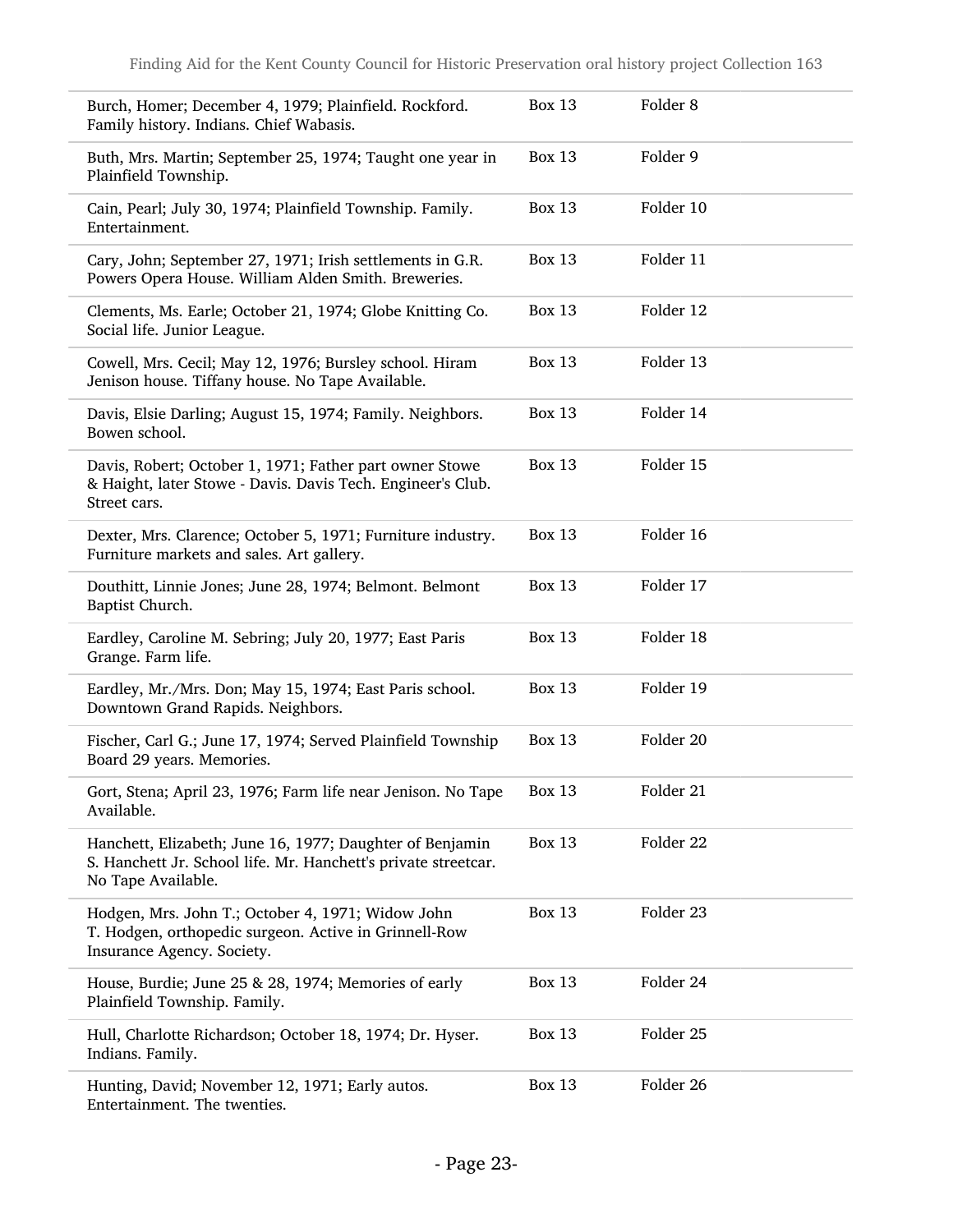| | | |
|---|---|---|
| Burch, Homer; December 4, 1979; Plainfield. Rockford. Family history. Indians. Chief Wabasis. | Box 13 | Folder 8 |
| Buth, Mrs. Martin; September 25, 1974; Taught one year in Plainfield Township. | Box 13 | Folder 9 |
| Cain, Pearl; July 30, 1974; Plainfield Township. Family. Entertainment. | Box 13 | Folder 10 |
| Cary, John; September 27, 1971; Irish settlements in G.R. Powers Opera House. William Alden Smith. Breweries. | Box 13 | Folder 11 |
| Clements, Ms. Earle; October 21, 1974; Globe Knitting Co. Social life. Junior League. | Box 13 | Folder 12 |
| Cowell, Mrs. Cecil; May 12, 1976; Bursley school. Hiram Jenison house. Tiffany house. No Tape Available. | Box 13 | Folder 13 |
| Davis, Elsie Darling; August 15, 1974; Family. Neighbors. Bowen school. | Box 13 | Folder 14 |
| Davis, Robert; October 1, 1971; Father part owner Stowe & Haight, later Stowe - Davis. Davis Tech. Engineer's Club. Street cars. | Box 13 | Folder 15 |
| Dexter, Mrs. Clarence; October 5, 1971; Furniture industry. Furniture markets and sales. Art gallery. | Box 13 | Folder 16 |
| Douthitt, Linnie Jones; June 28, 1974; Belmont. Belmont Baptist Church. | Box 13 | Folder 17 |
| Eardley, Caroline M. Sebring; July 20, 1977; East Paris Grange. Farm life. | Box 13 | Folder 18 |
| Eardley, Mr./Mrs. Don; May 15, 1974; East Paris school. Downtown Grand Rapids. Neighbors. | Box 13 | Folder 19 |
| Fischer, Carl G.; June 17, 1974; Served Plainfield Township Board 29 years. Memories. | Box 13 | Folder 20 |
| Gort, Stena; April 23, 1976; Farm life near Jenison. No Tape Available. | Box 13 | Folder 21 |
| Hanchett, Elizabeth; June 16, 1977; Daughter of Benjamin S. Hanchett Jr. School life. Mr. Hanchett's private streetcar. No Tape Available. | Box 13 | Folder 22 |
| Hodgen, Mrs. John T.; October 4, 1971; Widow John T. Hodgen, orthopedic surgeon. Active in Grinnell-Row Insurance Agency. Society. | Box 13 | Folder 23 |
| House, Burdie; June 25 & 28, 1974; Memories of early Plainfield Township. Family. | Box 13 | Folder 24 |
| Hull, Charlotte Richardson; October 18, 1974; Dr. Hyser. Indians. Family. | Box 13 | Folder 25 |
| Hunting, David; November 12, 1971; Early autos. Entertainment. The twenties. | Box 13 | Folder 26 |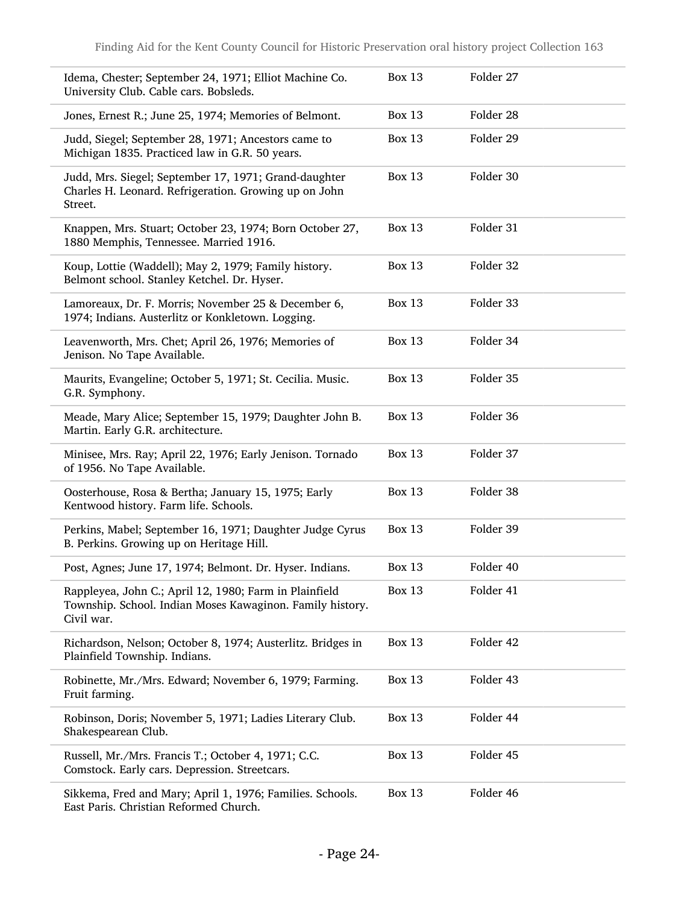| | | |
|---|---|---|
| Idema, Chester; September 24, 1971; Elliot Machine Co. University Club. Cable cars. Bobsleds. | Box 13 | Folder 27 |
| Jones, Ernest R.; June 25, 1974; Memories of Belmont. | Box 13 | Folder 28 |
| Judd, Siegel; September 28, 1971; Ancestors came to Michigan 1835. Practiced law in G.R. 50 years. | Box 13 | Folder 29 |
| Judd, Mrs. Siegel; September 17, 1971; Grand-daughter Charles H. Leonard. Refrigeration. Growing up on John Street. | Box 13 | Folder 30 |
| Knappen, Mrs. Stuart; October 23, 1974; Born October 27, 1880 Memphis, Tennessee. Married 1916. | Box 13 | Folder 31 |
| Koup, Lottie (Waddell); May 2, 1979; Family history. Belmont school. Stanley Ketchel. Dr. Hyser. | Box 13 | Folder 32 |
| Lamoreaux, Dr. F. Morris; November 25 & December 6, 1974; Indians. Austerlitz or Konkletown. Logging. | Box 13 | Folder 33 |
| Leavenworth, Mrs. Chet; April 26, 1976; Memories of Jenison. No Tape Available. | Box 13 | Folder 34 |
| Maurits, Evangeline; October 5, 1971; St. Cecilia. Music. G.R. Symphony. | Box 13 | Folder 35 |
| Meade, Mary Alice; September 15, 1979; Daughter John B. Martin. Early G.R. architecture. | Box 13 | Folder 36 |
| Minisee, Mrs. Ray; April 22, 1976; Early Jenison. Tornado of 1956. No Tape Available. | Box 13 | Folder 37 |
| Oosterhouse, Rosa & Bertha; January 15, 1975; Early Kentwood history. Farm life. Schools. | Box 13 | Folder 38 |
| Perkins, Mabel; September 16, 1971; Daughter Judge Cyrus B. Perkins. Growing up on Heritage Hill. | Box 13 | Folder 39 |
| Post, Agnes; June 17, 1974; Belmont. Dr. Hyser. Indians. | Box 13 | Folder 40 |
| Rappleyea, John C.; April 12, 1980; Farm in Plainfield Township. School. Indian Moses Kawaginon. Family history. Civil war. | Box 13 | Folder 41 |
| Richardson, Nelson; October 8, 1974; Austerlitz. Bridges in Plainfield Township. Indians. | Box 13 | Folder 42 |
| Robinette, Mr./Mrs. Edward; November 6, 1979; Farming. Fruit farming. | Box 13 | Folder 43 |
| Robinson, Doris; November 5, 1971; Ladies Literary Club. Shakespearean Club. | Box 13 | Folder 44 |
| Russell, Mr./Mrs. Francis T.; October 4, 1971; C.C. Comstock. Early cars. Depression. Streetcars. | Box 13 | Folder 45 |
| Sikkema, Fred and Mary; April 1, 1976; Families. Schools. East Paris. Christian Reformed Church. | Box 13 | Folder 46 |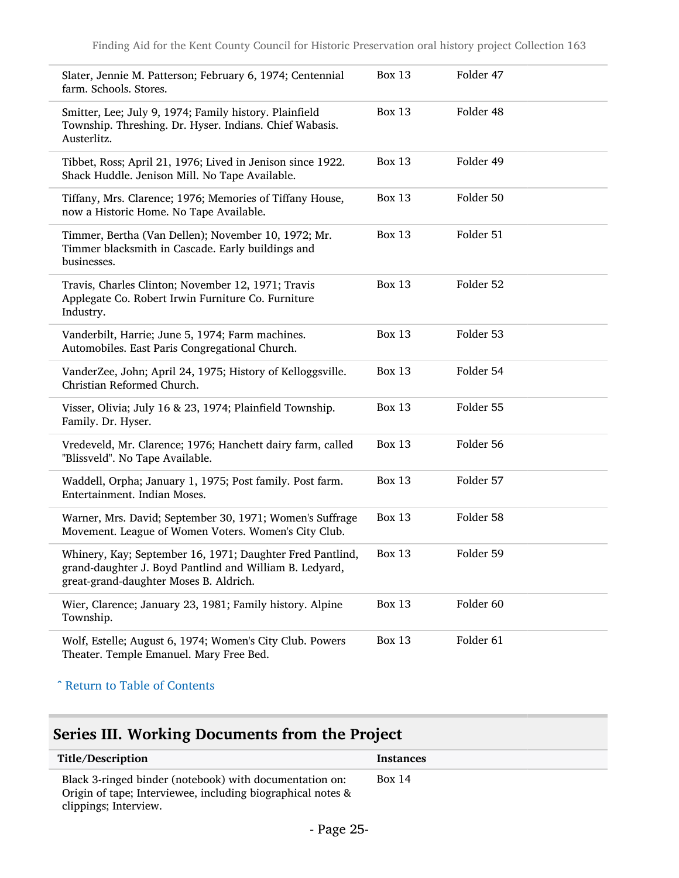| | | |
|---|---|---|
| Slater, Jennie M. Patterson; February 6, 1974; Centennial farm. Schools. Stores. | Box 13 | Folder 47 |
| Smitter, Lee; July 9, 1974; Family history. Plainfield Township. Threshing. Dr. Hyser. Indians. Chief Wabasis. Austerlitz. | Box 13 | Folder 48 |
| Tibbet, Ross; April 21, 1976; Lived in Jenison since 1922. Shack Huddle. Jenison Mill. No Tape Available. | Box 13 | Folder 49 |
| Tiffany, Mrs. Clarence; 1976; Memories of Tiffany House, now a Historic Home. No Tape Available. | Box 13 | Folder 50 |
| Timmer, Bertha (Van Dellen); November 10, 1972; Mr. Timmer blacksmith in Cascade. Early buildings and businesses. | Box 13 | Folder 51 |
| Travis, Charles Clinton; November 12, 1971; Travis Applegate Co. Robert Irwin Furniture Co. Furniture Industry. | Box 13 | Folder 52 |
| Vanderbilt, Harrie; June 5, 1974; Farm machines. Automobiles. East Paris Congregational Church. | Box 13 | Folder 53 |
| VanderZee, John; April 24, 1975; History of Kelloggsville. Christian Reformed Church. | Box 13 | Folder 54 |
| Visser, Olivia; July 16 & 23, 1974; Plainfield Township. Family. Dr. Hyser. | Box 13 | Folder 55 |
| Vredeveld, Mr. Clarence; 1976; Hanchett dairy farm, called "Blissveld". No Tape Available. | Box 13 | Folder 56 |
| Waddell, Orpha; January 1, 1975; Post family. Post farm. Entertainment. Indian Moses. | Box 13 | Folder 57 |
| Warner, Mrs. David; September 30, 1971; Women's Suffrage Movement. League of Women Voters. Women's City Club. | Box 13 | Folder 58 |
| Whinery, Kay; September 16, 1971; Daughter Fred Pantlind, grand-daughter J. Boyd Pantlind and William B. Ledyard, great-grand-daughter Moses B. Aldrich. | Box 13 | Folder 59 |
| Wier, Clarence; January 23, 1981; Family history. Alpine Township. | Box 13 | Folder 60 |
| Wolf, Estelle; August 6, 1974; Women's City Club. Powers Theater. Temple Emanuel. Mary Free Bed. | Box 13 | Folder 61 |

ˆ Return to Table of Contents

## Series III. Working Documents from the Project

| Title/Description | Instances |
|---|---|
| Black 3-ringed binder (notebook) with documentation on: Origin of tape; Interviewee, including biographical notes & clippings; Interview. | Box 14 |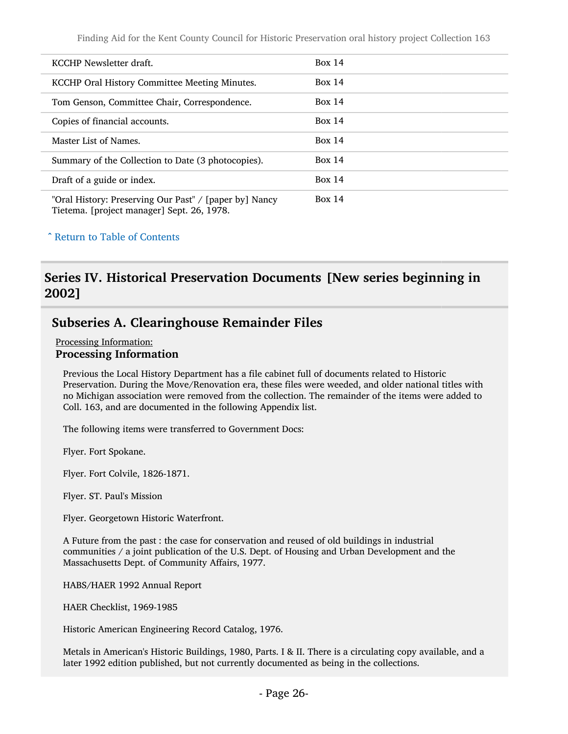| | |
|---|---|
| KCCHP Newsletter draft. | Box 14 |
| KCCHP Oral History Committee Meeting Minutes. | Box 14 |
| Tom Genson, Committee Chair, Correspondence. | Box 14 |
| Copies of financial accounts. | Box 14 |
| Master List of Names. | Box 14 |
| Summary of the Collection to Date (3 photocopies). | Box 14 |
| Draft of a guide or index. | Box 14 |
| "Oral History: Preserving Our Past" / [paper by] Nancy Tietema. [project manager] Sept. 26, 1978. | Box 14 |

ˆ Return to Table of Contents

## Series IV. Historical Preservation Documents [New series beginning in 2002]

### Subseries A. Clearinghouse Remainder Files

Processing Information:

**Processing Information**

Previous the Local History Department has a file cabinet full of documents related to Historic Preservation. During the Move/Renovation era, these files were weeded, and older national titles with no Michigan association were removed from the collection. The remainder of the items were added to Coll. 163, and are documented in the following Appendix list.

The following items were transferred to Government Docs:

Flyer. Fort Spokane.

Flyer. Fort Colvile, 1826-1871.

Flyer. ST. Paul's Mission

Flyer. Georgetown Historic Waterfront.

A Future from the past : the case for conservation and reused of old buildings in industrial communities / a joint publication of the U.S. Dept. of Housing and Urban Development and the Massachusetts Dept. of Community Affairs, 1977.

HABS/HAER 1992 Annual Report

HAER Checklist, 1969-1985

Historic American Engineering Record Catalog, 1976.

Metals in American's Historic Buildings, 1980, Parts. I & II. There is a circulating copy available, and a later 1992 edition published, but not currently documented as being in the collections.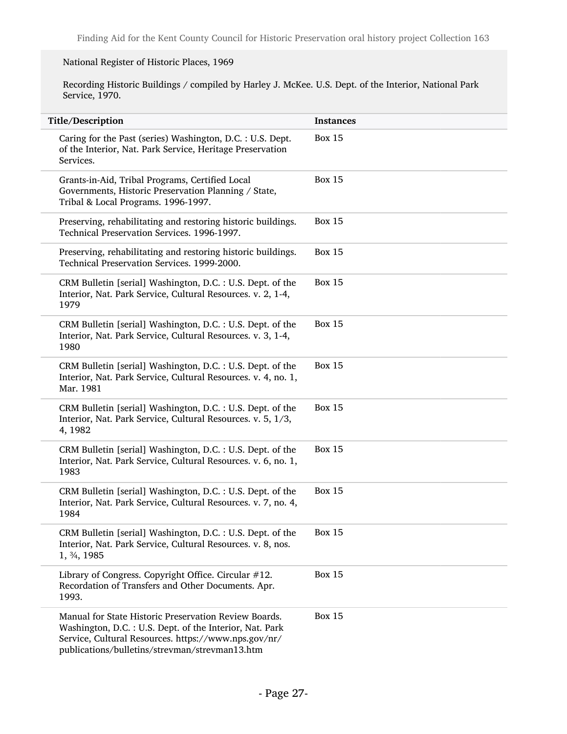National Register of Historic Places, 1969

Recording Historic Buildings / compiled by Harley J. McKee. U.S. Dept. of the Interior, National Park Service, 1970.

| Title/Description | Instances |
| --- | --- |
| Caring for the Past (series) Washington, D.C. : U.S. Dept. of the Interior, Nat. Park Service, Heritage Preservation Services. | Box 15 |
| Grants-in-Aid, Tribal Programs, Certified Local Governments, Historic Preservation Planning / State, Tribal & Local Programs. 1996-1997. | Box 15 |
| Preserving, rehabilitating and restoring historic buildings. Technical Preservation Services. 1996-1997. | Box 15 |
| Preserving, rehabilitating and restoring historic buildings. Technical Preservation Services. 1999-2000. | Box 15 |
| CRM Bulletin [serial] Washington, D.C. : U.S. Dept. of the Interior, Nat. Park Service, Cultural Resources. v. 2, 1-4, 1979 | Box 15 |
| CRM Bulletin [serial] Washington, D.C. : U.S. Dept. of the Interior, Nat. Park Service, Cultural Resources. v. 3, 1-4, 1980 | Box 15 |
| CRM Bulletin [serial] Washington, D.C. : U.S. Dept. of the Interior, Nat. Park Service, Cultural Resources. v. 4, no. 1, Mar. 1981 | Box 15 |
| CRM Bulletin [serial] Washington, D.C. : U.S. Dept. of the Interior, Nat. Park Service, Cultural Resources. v. 5, 1/3, 4, 1982 | Box 15 |
| CRM Bulletin [serial] Washington, D.C. : U.S. Dept. of the Interior, Nat. Park Service, Cultural Resources. v. 6, no. 1, 1983 | Box 15 |
| CRM Bulletin [serial] Washington, D.C. : U.S. Dept. of the Interior, Nat. Park Service, Cultural Resources. v. 7, no. 4, 1984 | Box 15 |
| CRM Bulletin [serial] Washington, D.C. : U.S. Dept. of the Interior, Nat. Park Service, Cultural Resources. v. 8, nos. 1, ¾, 1985 | Box 15 |
| Library of Congress. Copyright Office. Circular #12. Recordation of Transfers and Other Documents. Apr. 1993. | Box 15 |
| Manual for State Historic Preservation Review Boards. Washington, D.C. : U.S. Dept. of the Interior, Nat. Park Service, Cultural Resources. https://www.nps.gov/nr/publications/bulletins/strevman/strevman13.htm | Box 15 |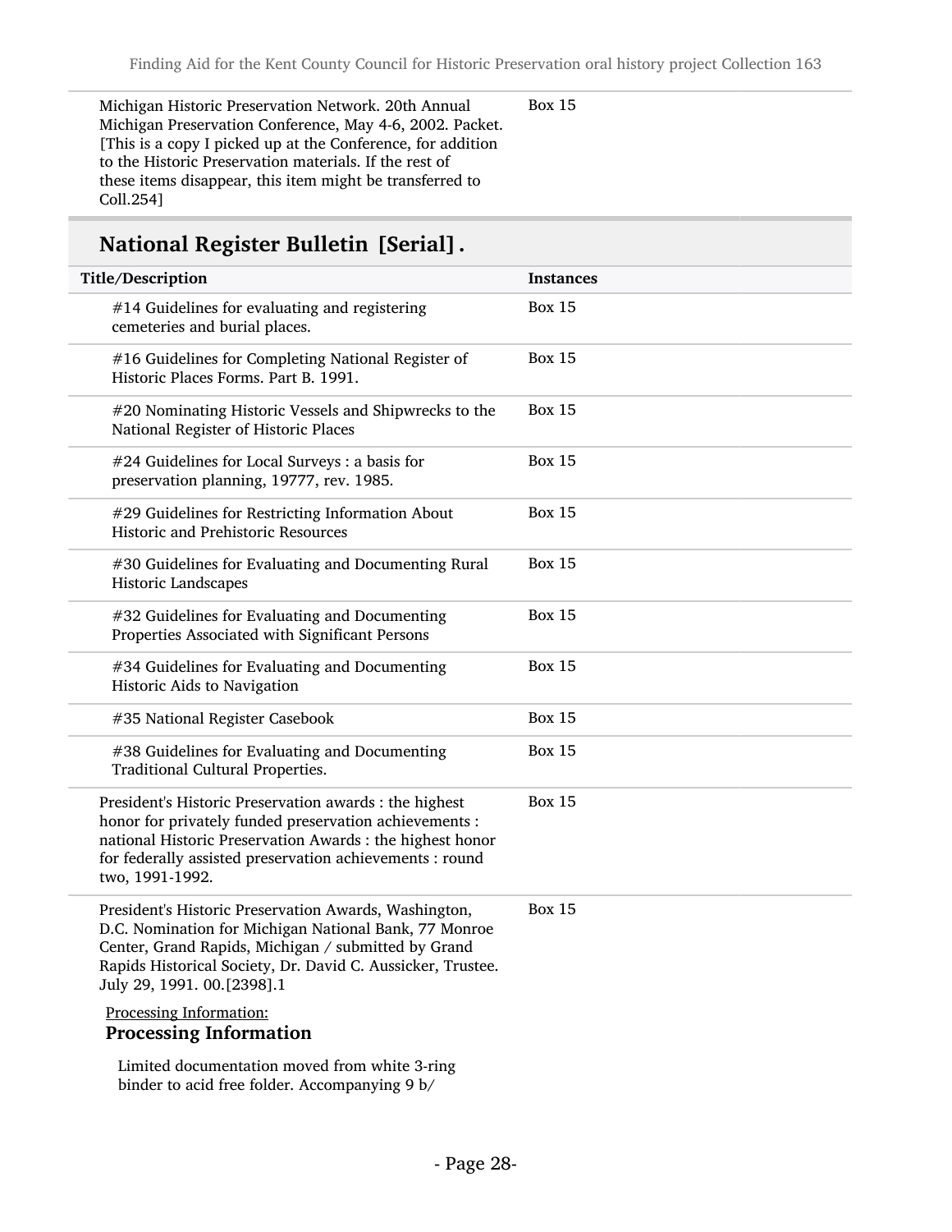| | |
|---|---|
| Michigan Historic Preservation Network. 20th Annual Michigan Preservation Conference, May 4-6, 2002. Packet. [This is a copy I picked up at the Conference, for addition to the Historic Preservation materials. If the rest of these items disappear, this item might be transferred to Coll.254] | Box 15 |

## National Register Bulletin [Serial] .

| Title/Description | Instances |
|---|---|
| #14 Guidelines for evaluating and registering cemeteries and burial places. | Box 15 |
| #16 Guidelines for Completing National Register of Historic Places Forms. Part B. 1991. | Box 15 |
| #20 Nominating Historic Vessels and Shipwrecks to the National Register of Historic Places | Box 15 |
| #24 Guidelines for Local Surveys : a basis for preservation planning, 19777, rev. 1985. | Box 15 |
| #29 Guidelines for Restricting Information About Historic and Prehistoric Resources | Box 15 |
| #30 Guidelines for Evaluating and Documenting Rural Historic Landscapes | Box 15 |
| #32 Guidelines for Evaluating and Documenting Properties Associated with Significant Persons | Box 15 |
| #34 Guidelines for Evaluating and Documenting Historic Aids to Navigation | Box 15 |
| #35 National Register Casebook | Box 15 |
| #38 Guidelines for Evaluating and Documenting Traditional Cultural Properties. | Box 15 |
| President's Historic Preservation awards : the highest honor for privately funded preservation achievements : national Historic Preservation Awards : the highest honor for federally assisted preservation achievements : round two, 1991-1992. | Box 15 |
| President's Historic Preservation Awards, Washington, D.C. Nomination for Michigan National Bank, 77 Monroe Center, Grand Rapids, Michigan / submitted by Grand Rapids Historical Society, Dr. David C. Aussicker, Trustee. July 29, 1991. 00.[2398].1 | Box 15 |

Processing Information:

**Processing Information**

Limited documentation moved from white 3-ring binder to acid free folder. Accompanying 9 b/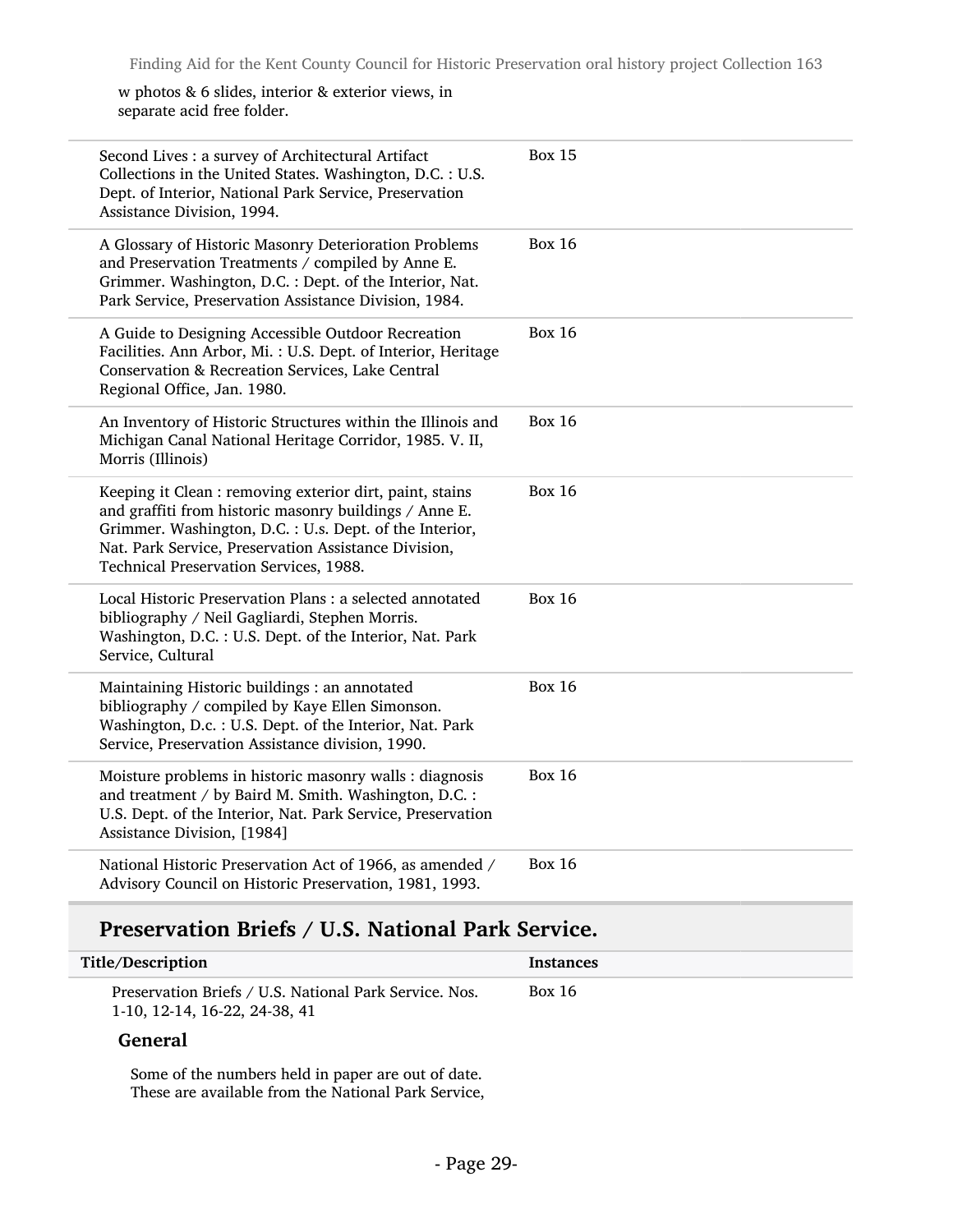w photos & 6 slides, interior & exterior views, in separate acid free folder.

| | |
|---|---|
| Second Lives : a survey of Architectural Artifact Collections in the United States. Washington, D.C. : U.S. Dept. of Interior, National Park Service, Preservation Assistance Division, 1994. | Box 15 |
| A Glossary of Historic Masonry Deterioration Problems and Preservation Treatments / compiled by Anne E. Grimmer. Washington, D.C. : Dept. of the Interior, Nat. Park Service, Preservation Assistance Division, 1984. | Box 16 |
| A Guide to Designing Accessible Outdoor Recreation Facilities. Ann Arbor, Mi. : U.S. Dept. of Interior, Heritage Conservation & Recreation Services, Lake Central Regional Office, Jan. 1980. | Box 16 |
| An Inventory of Historic Structures within the Illinois and Michigan Canal National Heritage Corridor, 1985. V. II, Morris (Illinois) | Box 16 |
| Keeping it Clean : removing exterior dirt, paint, stains and graffiti from historic masonry buildings / Anne E. Grimmer. Washington, D.C. : U.s. Dept. of the Interior, Nat. Park Service, Preservation Assistance Division, Technical Preservation Services, 1988. | Box 16 |
| Local Historic Preservation Plans : a selected annotated bibliography / Neil Gagliardi, Stephen Morris. Washington, D.C. : U.S. Dept. of the Interior, Nat. Park Service, Cultural | Box 16 |
| Maintaining Historic buildings : an annotated bibliography / compiled by Kaye Ellen Simonson. Washington, D.c. : U.S. Dept. of the Interior, Nat. Park Service, Preservation Assistance division, 1990. | Box 16 |
| Moisture problems in historic masonry walls : diagnosis and treatment / by Baird M. Smith. Washington, D.C. : U.S. Dept. of the Interior, Nat. Park Service, Preservation Assistance Division, [1984] | Box 16 |
| National Historic Preservation Act of 1966, as amended / Advisory Council on Historic Preservation, 1981, 1993. | Box 16 |

## Preservation Briefs / U.S. National Park Service.

| Title/Description | Instances |
|---|---|
| Preservation Briefs / U.S. National Park Service. Nos. 1-10, 12-14, 16-22, 24-38, 41 | Box 16 |

### General

Some of the numbers held in paper are out of date. These are available from the National Park Service,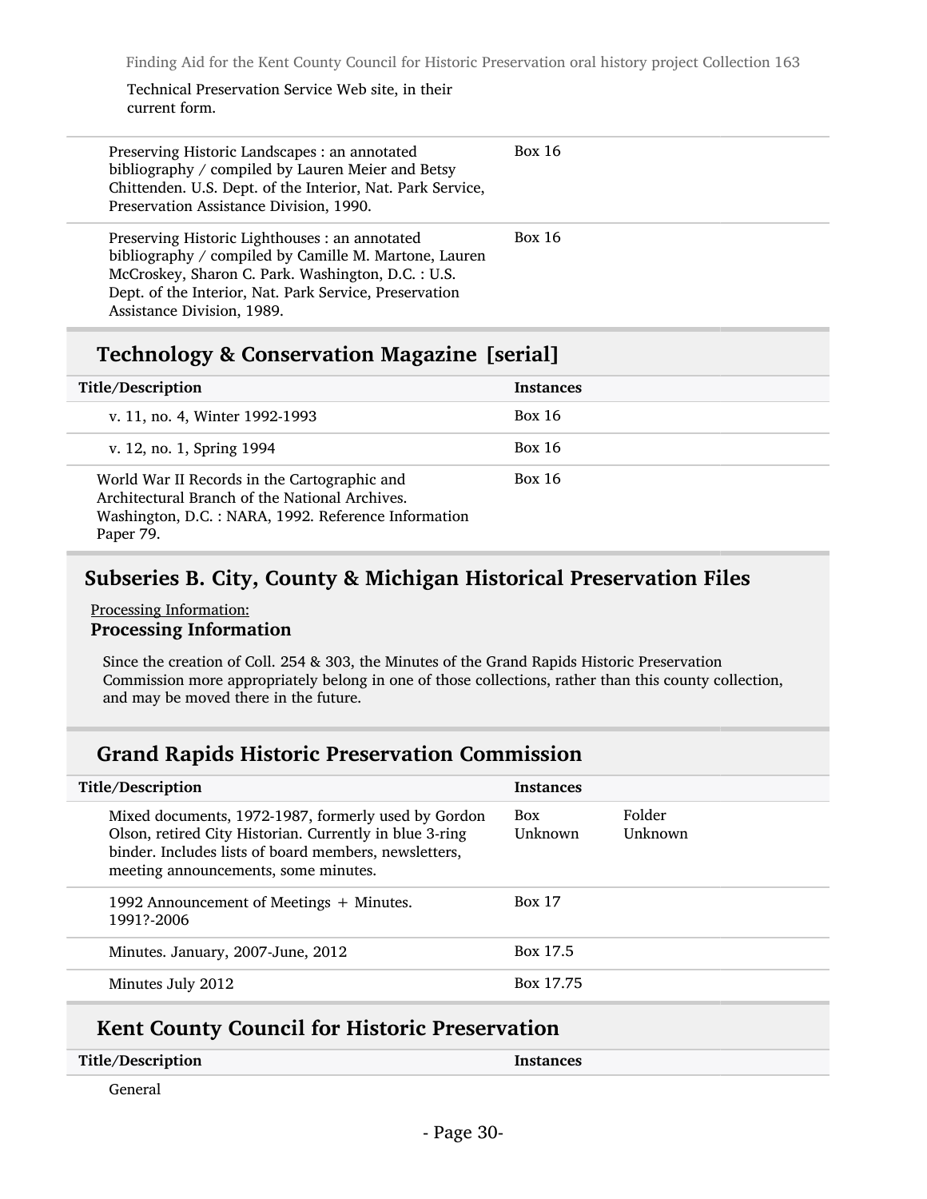Technical Preservation Service Web site, in their current form.

| | |
|---|---|
| Preserving Historic Landscapes : an annotated bibliography / compiled by Lauren Meier and Betsy Chittenden. U.S. Dept. of the Interior, Nat. Park Service, Preservation Assistance Division, 1990. | Box 16 |
| Preserving Historic Lighthouses : an annotated bibliography / compiled by Camille M. Martone, Lauren McCroskey, Sharon C. Park. Washington, D.C. : U.S. Dept. of the Interior, Nat. Park Service, Preservation Assistance Division, 1989. | Box 16 |

## Technology & Conservation Magazine [serial]

| Title/Description | Instances |
|---|---|
| v. 11, no. 4, Winter 1992-1993 | Box 16 |
| v. 12, no. 1, Spring 1994 | Box 16 |
| World War II Records in the Cartographic and Architectural Branch of the National Archives. Washington, D.C. : NARA, 1992. Reference Information Paper 79. | Box 16 |

## Subseries B. City, County & Michigan Historical Preservation Files

Processing Information:

**Processing Information**

Since the creation of Coll. 254 & 303, the Minutes of the Grand Rapids Historic Preservation Commission more appropriately belong in one of those collections, rather than this county collection, and may be moved there in the future.

## Grand Rapids Historic Preservation Commission

| Title/Description | Instances | |
|---|---|---|
| Mixed documents, 1972-1987, formerly used by Gordon Olson, retired City Historian. Currently in blue 3-ring binder. Includes lists of board members, newsletters, meeting announcements, some minutes. | Box Unknown | Folder Unknown |
| 1992 Announcement of Meetings + Minutes. 1991?-2006 | Box 17 | |
| Minutes. January, 2007-June, 2012 | Box 17.5 | |
| Minutes July 2012 | Box 17.75 | |

## Kent County Council for Historic Preservation

| Title/Description | Instances |
|---|---|
| General | |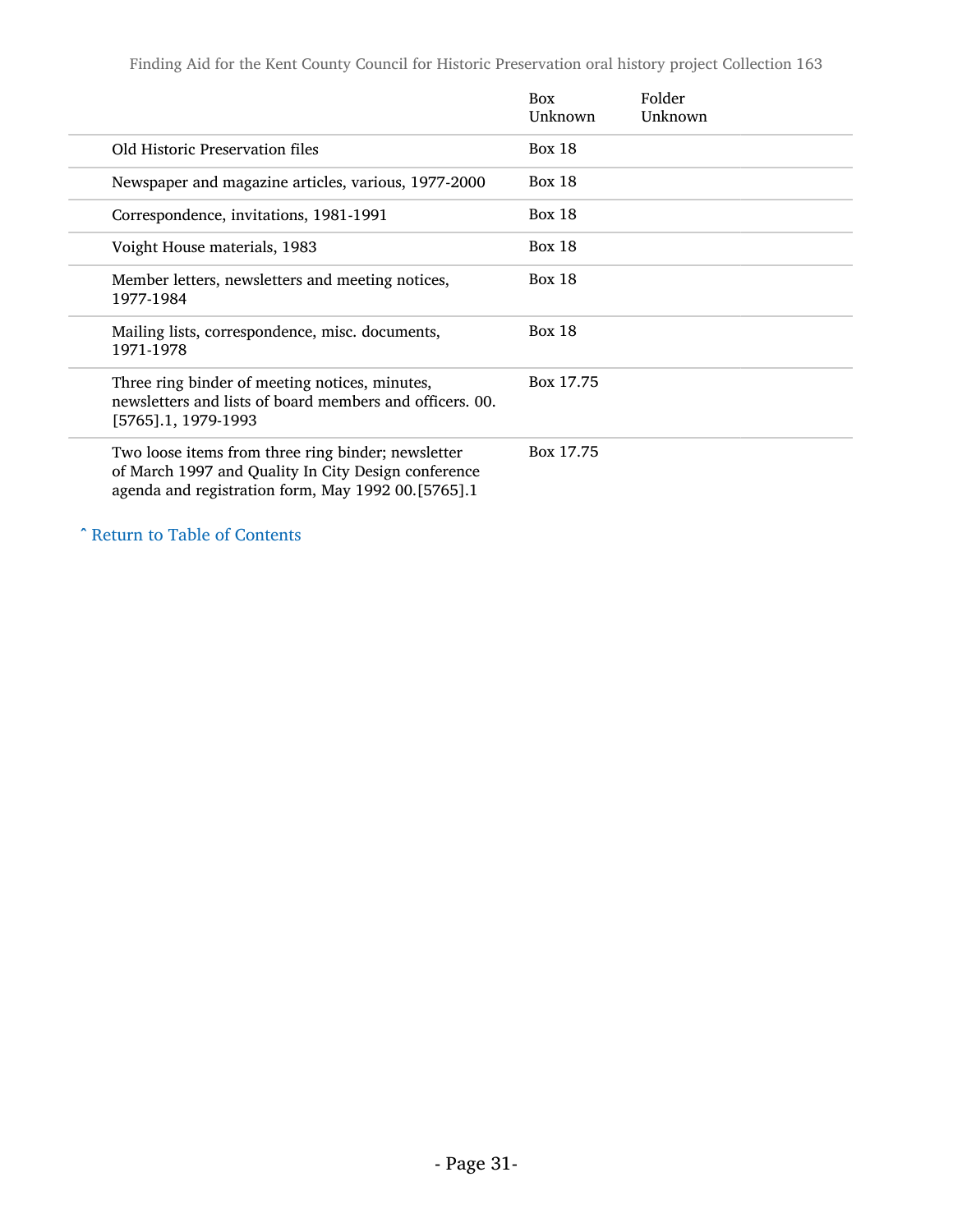| | Box Unknown | Folder Unknown |
|---|---|---|
| Old Historic Preservation files | Box 18 | |
| Newspaper and magazine articles, various, 1977-2000 | Box 18 | |
| Correspondence, invitations, 1981-1991 | Box 18 | |
| Voight House materials, 1983 | Box 18 | |
| Member letters, newsletters and meeting notices, 1977-1984 | Box 18 | |
| Mailing lists, correspondence, misc. documents, 1971-1978 | Box 18 | |
| Three ring binder of meeting notices, minutes, newsletters and lists of board members and officers. 00.[5765].1, 1979-1993 | Box 17.75 | |
| Two loose items from three ring binder; newsletter of March 1997 and Quality In City Design conference agenda and registration form, May 1992 00.[5765].1 | Box 17.75 | |

ˆ Return to Table of Contents